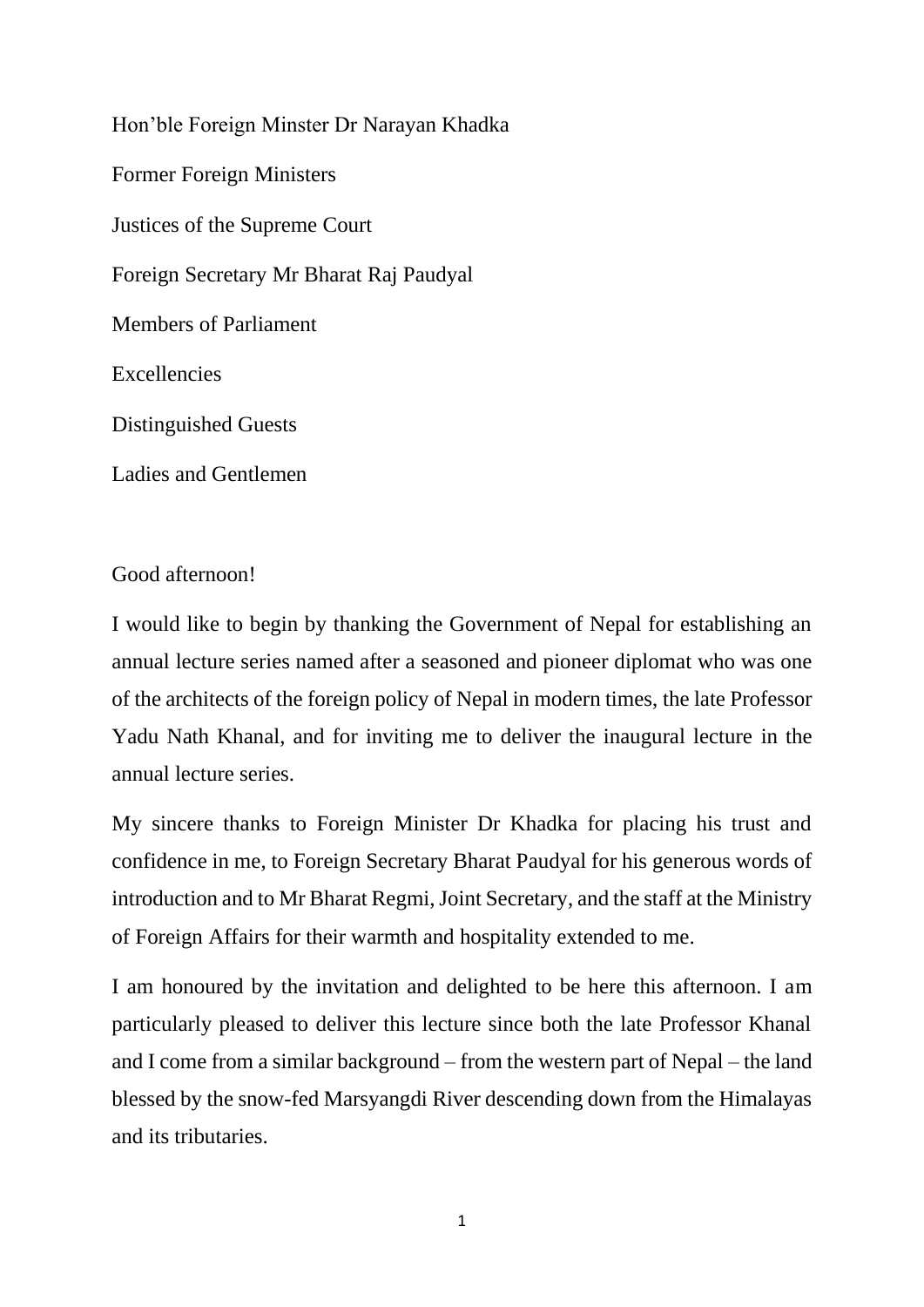Hon'ble Foreign Minster Dr Narayan Khadka

Former Foreign Ministers

Justices of the Supreme Court

Foreign Secretary Mr Bharat Raj Paudyal

Members of Parliament

Excellencies

Distinguished Guests

Ladies and Gentlemen

Good afternoon!

I would like to begin by thanking the Government of Nepal for establishing an annual lecture series named after a seasoned and pioneer diplomat who was one of the architects of the foreign policy of Nepal in modern times, the late Professor Yadu Nath Khanal, and for inviting me to deliver the inaugural lecture in the annual lecture series.

My sincere thanks to Foreign Minister Dr Khadka for placing his trust and confidence in me, to Foreign Secretary Bharat Paudyal for his generous words of introduction and to Mr Bharat Regmi, Joint Secretary, and the staff at the Ministry of Foreign Affairs for their warmth and hospitality extended to me.

I am honoured by the invitation and delighted to be here this afternoon. I am particularly pleased to deliver this lecture since both the late Professor Khanal and I come from a similar background – from the western part of Nepal – the land blessed by the snow-fed Marsyangdi River descending down from the Himalayas and its tributaries.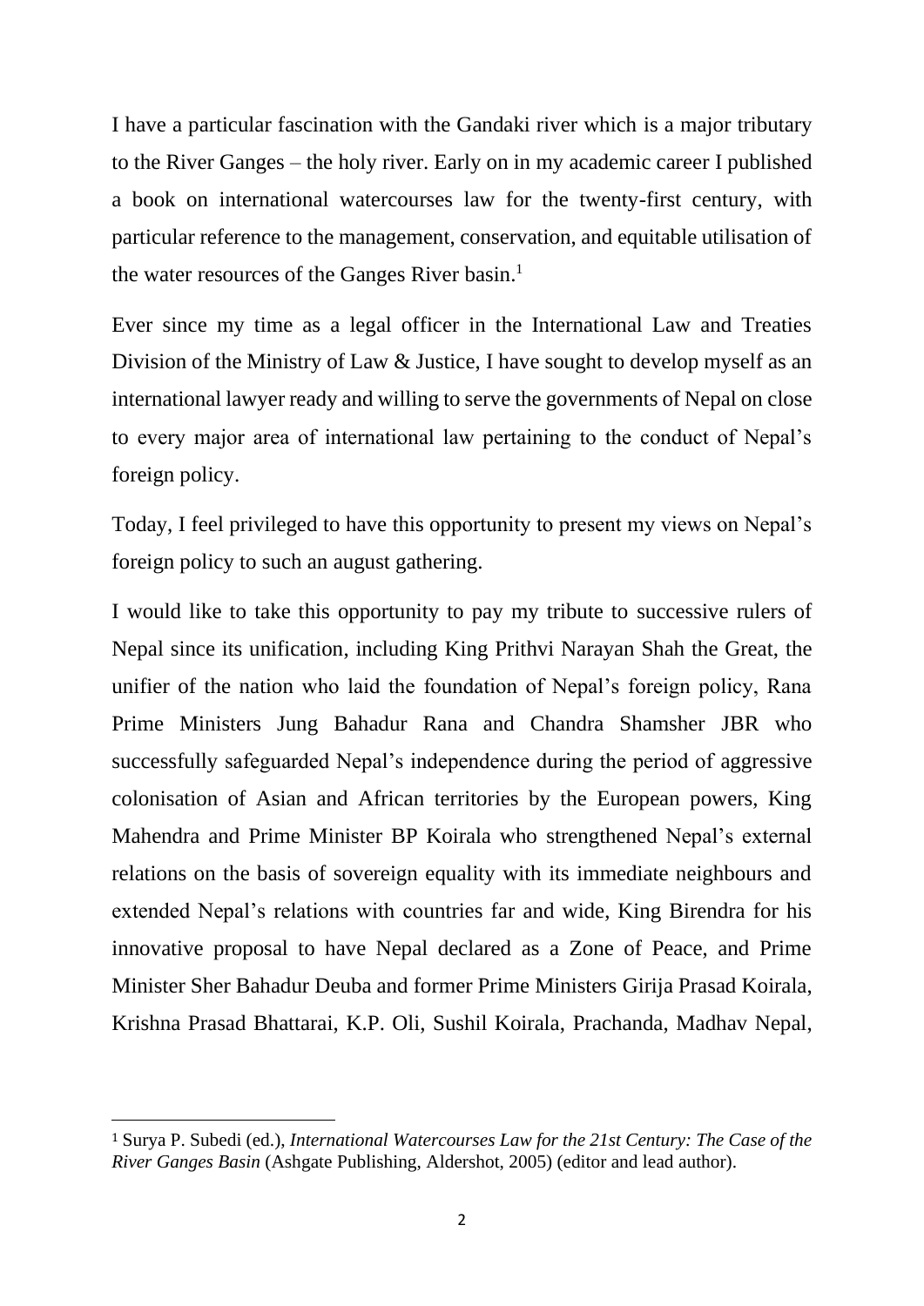I have a particular fascination with the Gandaki river which is a major tributary to the River Ganges – the holy river. Early on in my academic career I published a book on international watercourses law for the twenty-first century, with particular reference to the management, conservation, and equitable utilisation of the water resources of the Ganges River basin.[1]

Ever since my time as a legal officer in the International Law and Treaties Division of the Ministry of Law & Justice, I have sought to develop myself as an international lawyer ready and willing to serve the governments of Nepal on close to every major area of international law pertaining to the conduct of Nepal's foreign policy.

Today, I feel privileged to have this opportunity to present my views on Nepal's foreign policy to such an august gathering.

I would like to take this opportunity to pay my tribute to successive rulers of Nepal since its unification, including King Prithvi Narayan Shah the Great, the unifier of the nation who laid the foundation of Nepal's foreign policy, Rana Prime Ministers Jung Bahadur Rana and Chandra Shamsher JBR who successfully safeguarded Nepal's independence during the period of aggressive colonisation of Asian and African territories by the European powers, King Mahendra and Prime Minister BP Koirala who strengthened Nepal's external relations on the basis of sovereign equality with its immediate neighbours and extended Nepal's relations with countries far and wide, King Birendra for his innovative proposal to have Nepal declared as a Zone of Peace, and Prime Minister Sher Bahadur Deuba and former Prime Ministers Girija Prasad Koirala, Krishna Prasad Bhattarai, K.P. Oli, Sushil Koirala, Prachanda, Madhav Nepal,

[1] Surya P. Subedi (ed.), *International Watercourses Law for the 21st Century: The Case of the River Ganges Basin* (Ashgate Publishing, Aldershot, 2005) (editor and lead author).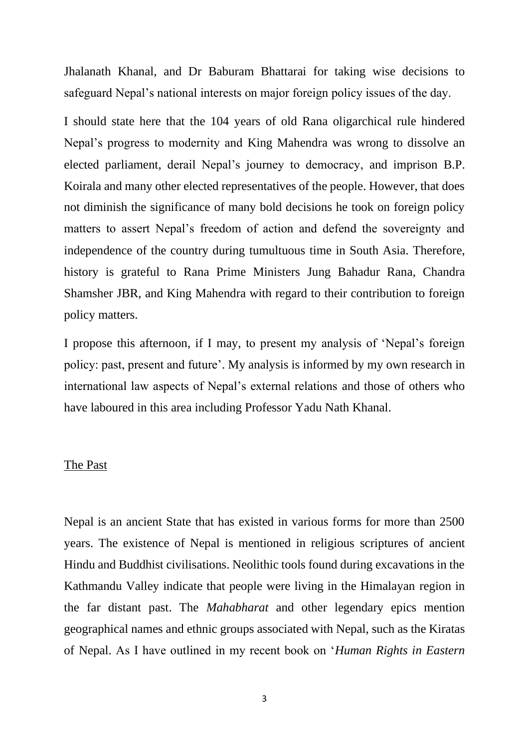Jhalanath Khanal, and Dr Baburam Bhattarai for taking wise decisions to safeguard Nepal's national interests on major foreign policy issues of the day.

I should state here that the 104 years of old Rana oligarchical rule hindered Nepal's progress to modernity and King Mahendra was wrong to dissolve an elected parliament, derail Nepal's journey to democracy, and imprison B.P. Koirala and many other elected representatives of the people. However, that does not diminish the significance of many bold decisions he took on foreign policy matters to assert Nepal's freedom of action and defend the sovereignty and independence of the country during tumultuous time in South Asia. Therefore, history is grateful to Rana Prime Ministers Jung Bahadur Rana, Chandra Shamsher JBR, and King Mahendra with regard to their contribution to foreign policy matters.

I propose this afternoon, if I may, to present my analysis of 'Nepal's foreign policy: past, present and future'. My analysis is informed by my own research in international law aspects of Nepal's external relations and those of others who have laboured in this area including Professor Yadu Nath Khanal.

## The Past

Nepal is an ancient State that has existed in various forms for more than 2500 years. The existence of Nepal is mentioned in religious scriptures of ancient Hindu and Buddhist civilisations. Neolithic tools found during excavations in the Kathmandu Valley indicate that people were living in the Himalayan region in the far distant past. The *Mahabharat* and other legendary epics mention geographical names and ethnic groups associated with Nepal, such as the Kiratas of Nepal. As I have outlined in my recent book on '*Human Rights in Eastern*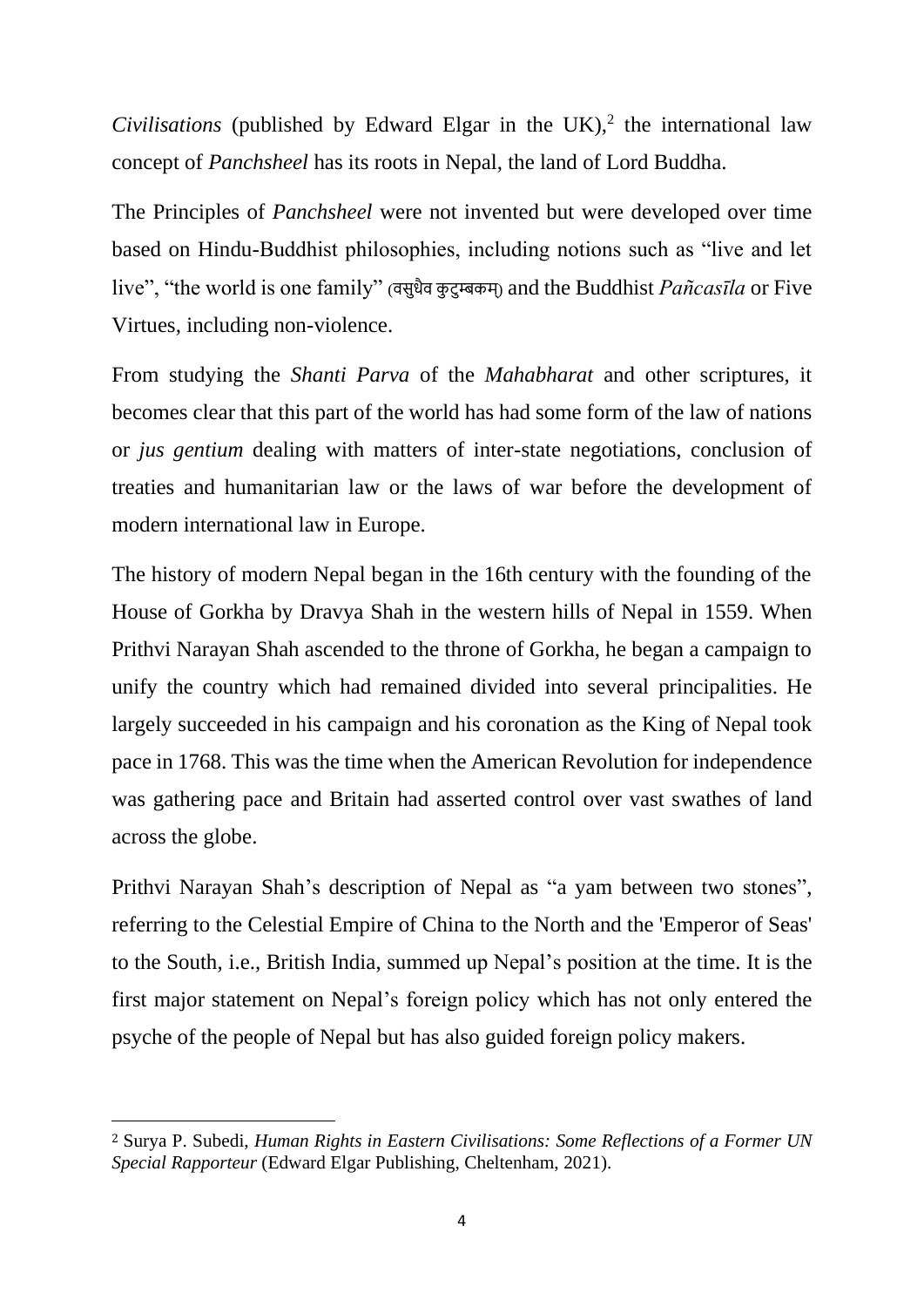*Civilisations* (published by Edward Elgar in the UK),[2] the international law concept of *Panchsheel* has its roots in Nepal, the land of Lord Buddha.

The Principles of *Panchsheel* were not invented but were developed over time based on Hindu-Buddhist philosophies, including notions such as "live and let live", "the world is one family" (वसुधैव कुटुम्बकम्) and the Buddhist *Pañcasīla* or Five Virtues, including non-violence.

From studying the *Shanti Parva* of the *Mahabharat* and other scriptures, it becomes clear that this part of the world has had some form of the law of nations or *jus gentium* dealing with matters of inter-state negotiations, conclusion of treaties and humanitarian law or the laws of war before the development of modern international law in Europe.

The history of modern Nepal began in the 16th century with the founding of the House of Gorkha by Dravya Shah in the western hills of Nepal in 1559. When Prithvi Narayan Shah ascended to the throne of Gorkha, he began a campaign to unify the country which had remained divided into several principalities. He largely succeeded in his campaign and his coronation as the King of Nepal took pace in 1768. This was the time when the American Revolution for independence was gathering pace and Britain had asserted control over vast swathes of land across the globe.

Prithvi Narayan Shah's description of Nepal as "a yam between two stones", referring to the Celestial Empire of China to the North and the 'Emperor of Seas' to the South, i.e., British India, summed up Nepal's position at the time. It is the first major statement on Nepal's foreign policy which has not only entered the psyche of the people of Nepal but has also guided foreign policy makers.

---

[2] Surya P. Subedi, *Human Rights in Eastern Civilisations: Some Reflections of a Former UN Special Rapporteur* (Edward Elgar Publishing, Cheltenham, 2021).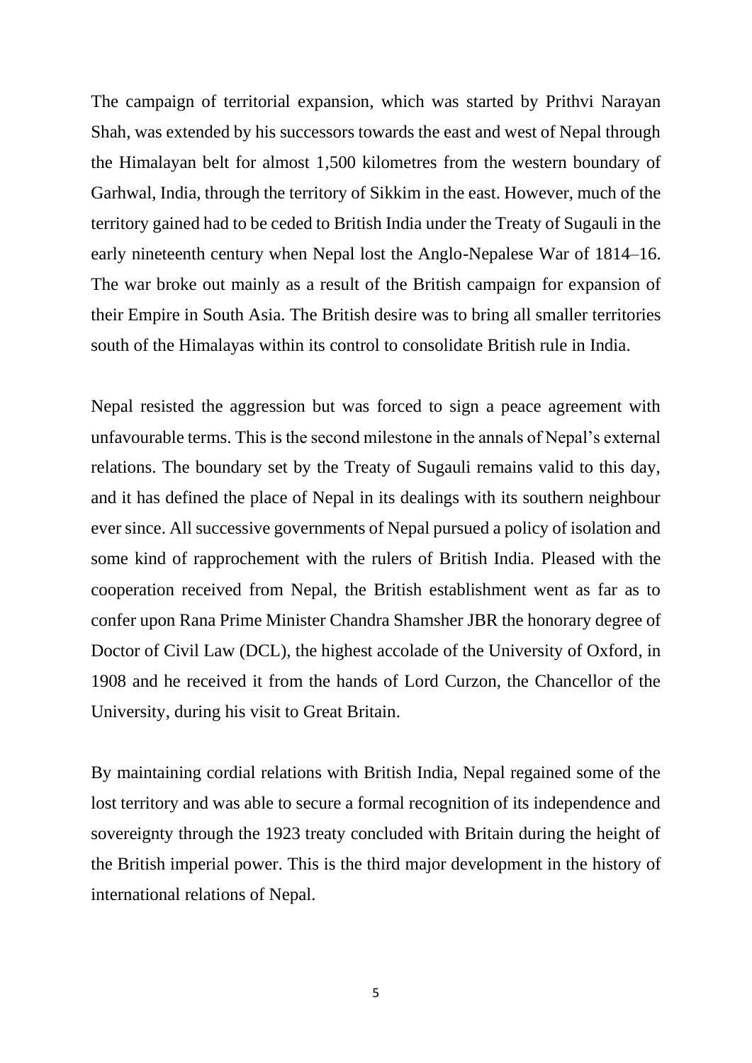The campaign of territorial expansion, which was started by Prithvi Narayan Shah, was extended by his successors towards the east and west of Nepal through the Himalayan belt for almost 1,500 kilometres from the western boundary of Garhwal, India, through the territory of Sikkim in the east. However, much of the territory gained had to be ceded to British India under the Treaty of Sugauli in the early nineteenth century when Nepal lost the Anglo-Nepalese War of 1814–16. The war broke out mainly as a result of the British campaign for expansion of their Empire in South Asia. The British desire was to bring all smaller territories south of the Himalayas within its control to consolidate British rule in India.

Nepal resisted the aggression but was forced to sign a peace agreement with unfavourable terms. This is the second milestone in the annals of Nepal's external relations. The boundary set by the Treaty of Sugauli remains valid to this day, and it has defined the place of Nepal in its dealings with its southern neighbour ever since. All successive governments of Nepal pursued a policy of isolation and some kind of rapprochement with the rulers of British India. Pleased with the cooperation received from Nepal, the British establishment went as far as to confer upon Rana Prime Minister Chandra Shamsher JBR the honorary degree of Doctor of Civil Law (DCL), the highest accolade of the University of Oxford, in 1908 and he received it from the hands of Lord Curzon, the Chancellor of the University, during his visit to Great Britain.

By maintaining cordial relations with British India, Nepal regained some of the lost territory and was able to secure a formal recognition of its independence and sovereignty through the 1923 treaty concluded with Britain during the height of the British imperial power. This is the third major development in the history of international relations of Nepal.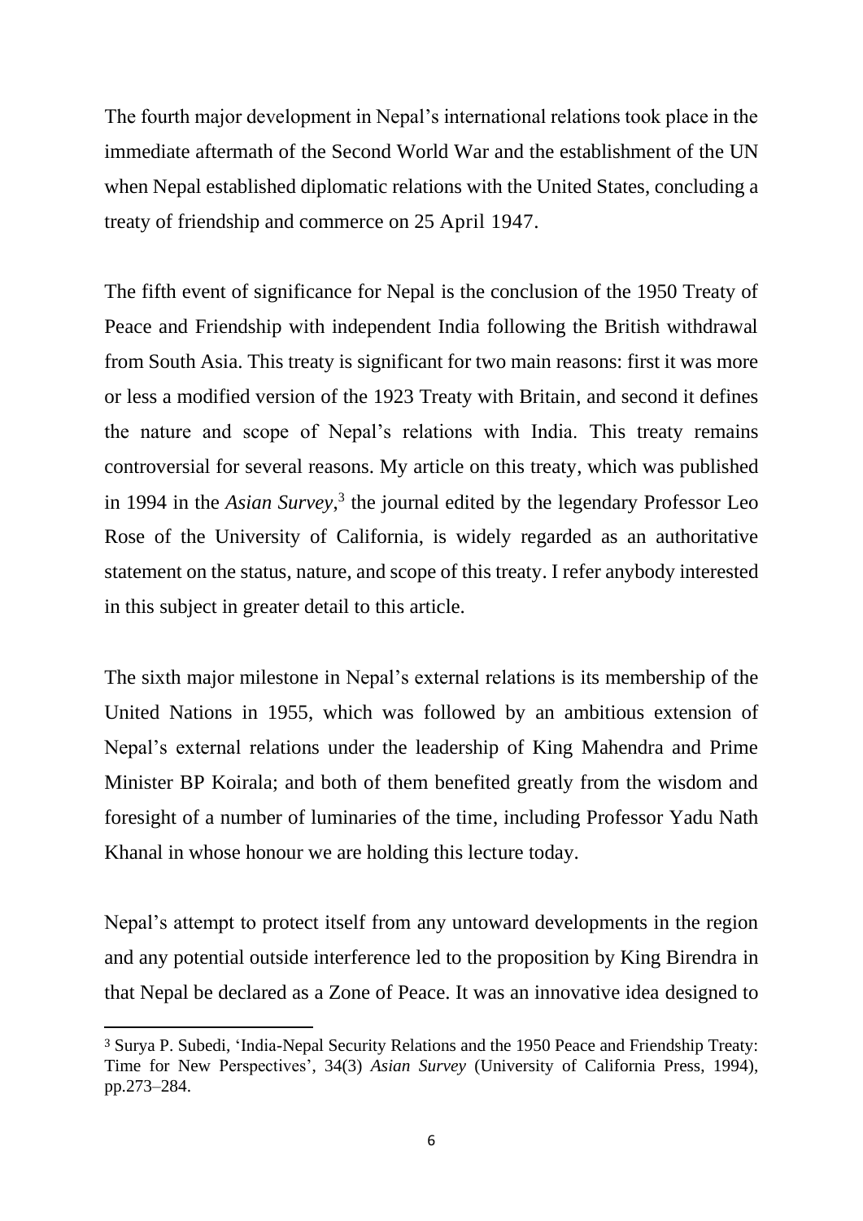The fourth major development in Nepal's international relations took place in the immediate aftermath of the Second World War and the establishment of the UN when Nepal established diplomatic relations with the United States, concluding a treaty of friendship and commerce on 25 April 1947.

The fifth event of significance for Nepal is the conclusion of the 1950 Treaty of Peace and Friendship with independent India following the British withdrawal from South Asia. This treaty is significant for two main reasons: first it was more or less a modified version of the 1923 Treaty with Britain, and second it defines the nature and scope of Nepal's relations with India. This treaty remains controversial for several reasons. My article on this treaty, which was published in 1994 in the *Asian Survey*,[3] the journal edited by the legendary Professor Leo Rose of the University of California, is widely regarded as an authoritative statement on the status, nature, and scope of this treaty. I refer anybody interested in this subject in greater detail to this article.

The sixth major milestone in Nepal's external relations is its membership of the United Nations in 1955, which was followed by an ambitious extension of Nepal's external relations under the leadership of King Mahendra and Prime Minister BP Koirala; and both of them benefited greatly from the wisdom and foresight of a number of luminaries of the time, including Professor Yadu Nath Khanal in whose honour we are holding this lecture today.

Nepal's attempt to protect itself from any untoward developments in the region and any potential outside interference led to the proposition by King Birendra in that Nepal be declared as a Zone of Peace. It was an innovative idea designed to

[3] Surya P. Subedi, 'India-Nepal Security Relations and the 1950 Peace and Friendship Treaty: Time for New Perspectives', 34(3) *Asian Survey* (University of California Press, 1994), pp.273–284.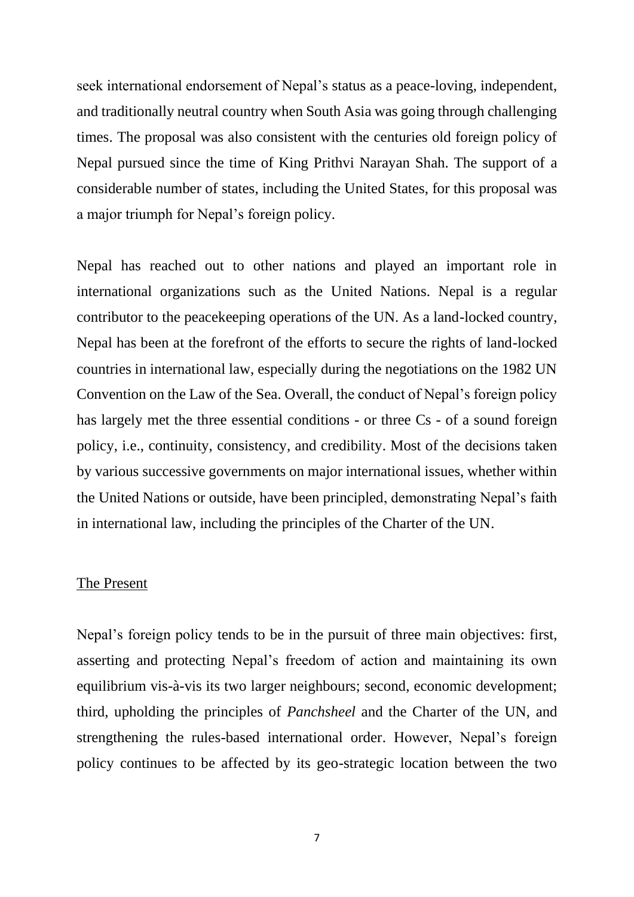seek international endorsement of Nepal's status as a peace-loving, independent, and traditionally neutral country when South Asia was going through challenging times. The proposal was also consistent with the centuries old foreign policy of Nepal pursued since the time of King Prithvi Narayan Shah. The support of a considerable number of states, including the United States, for this proposal was a major triumph for Nepal's foreign policy.

Nepal has reached out to other nations and played an important role in international organizations such as the United Nations. Nepal is a regular contributor to the peacekeeping operations of the UN. As a land-locked country, Nepal has been at the forefront of the efforts to secure the rights of land-locked countries in international law, especially during the negotiations on the 1982 UN Convention on the Law of the Sea. Overall, the conduct of Nepal's foreign policy has largely met the three essential conditions - or three Cs - of a sound foreign policy, i.e., continuity, consistency, and credibility. Most of the decisions taken by various successive governments on major international issues, whether within the United Nations or outside, have been principled, demonstrating Nepal's faith in international law, including the principles of the Charter of the UN.

## The Present

Nepal's foreign policy tends to be in the pursuit of three main objectives: first, asserting and protecting Nepal's freedom of action and maintaining its own equilibrium vis-à-vis its two larger neighbours; second, economic development; third, upholding the principles of *Panchsheel* and the Charter of the UN, and strengthening the rules-based international order. However, Nepal's foreign policy continues to be affected by its geo-strategic location between the two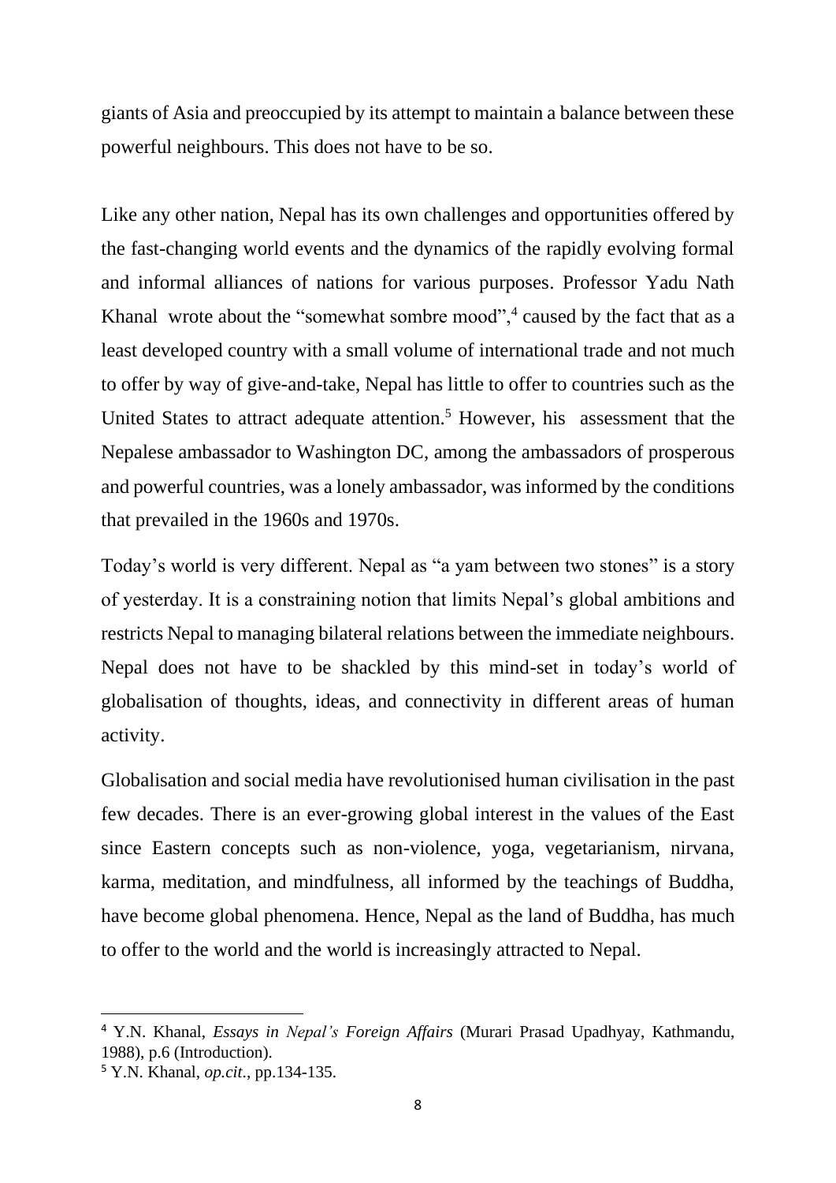giants of Asia and preoccupied by its attempt to maintain a balance between these powerful neighbours. This does not have to be so.

Like any other nation, Nepal has its own challenges and opportunities offered by the fast-changing world events and the dynamics of the rapidly evolving formal and informal alliances of nations for various purposes. Professor Yadu Nath Khanal wrote about the "somewhat sombre mood",[4] caused by the fact that as a least developed country with a small volume of international trade and not much to offer by way of give-and-take, Nepal has little to offer to countries such as the United States to attract adequate attention.[5] However, his assessment that the Nepalese ambassador to Washington DC, among the ambassadors of prosperous and powerful countries, was a lonely ambassador, was informed by the conditions that prevailed in the 1960s and 1970s.

Today's world is very different. Nepal as "a yam between two stones" is a story of yesterday. It is a constraining notion that limits Nepal's global ambitions and restricts Nepal to managing bilateral relations between the immediate neighbours. Nepal does not have to be shackled by this mind-set in today's world of globalisation of thoughts, ideas, and connectivity in different areas of human activity.

Globalisation and social media have revolutionised human civilisation in the past few decades. There is an ever-growing global interest in the values of the East since Eastern concepts such as non-violence, yoga, vegetarianism, nirvana, karma, meditation, and mindfulness, all informed by the teachings of Buddha, have become global phenomena. Hence, Nepal as the land of Buddha, has much to offer to the world and the world is increasingly attracted to Nepal.

---

[4] Y.N. Khanal, *Essays in Nepal's Foreign Affairs* (Murari Prasad Upadhyay, Kathmandu, 1988), p.6 (Introduction).

[5] Y.N. Khanal, *op.cit*., pp.134-135.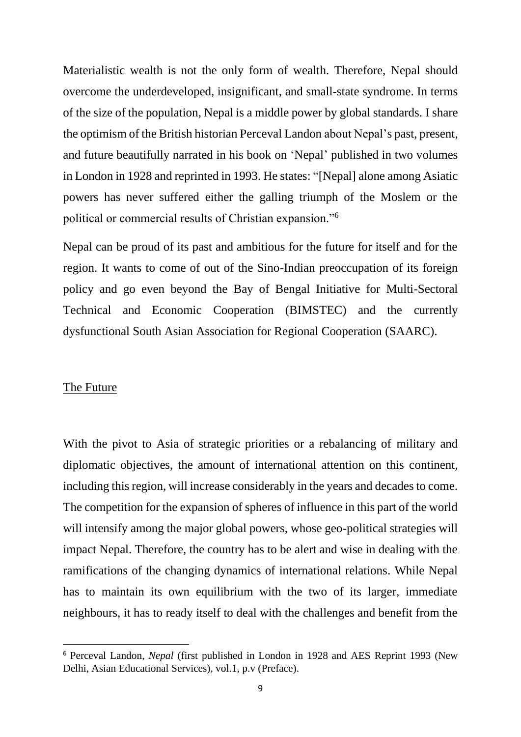Materialistic wealth is not the only form of wealth. Therefore, Nepal should overcome the underdeveloped, insignificant, and small-state syndrome. In terms of the size of the population, Nepal is a middle power by global standards. I share the optimism of the British historian Perceval Landon about Nepal's past, present, and future beautifully narrated in his book on 'Nepal' published in two volumes in London in 1928 and reprinted in 1993. He states: "[Nepal] alone among Asiatic powers has never suffered either the galling triumph of the Moslem or the political or commercial results of Christian expansion."[6]

Nepal can be proud of its past and ambitious for the future for itself and for the region. It wants to come of out of the Sino-Indian preoccupation of its foreign policy and go even beyond the Bay of Bengal Initiative for Multi-Sectoral Technical and Economic Cooperation (BIMSTEC) and the currently dysfunctional South Asian Association for Regional Cooperation (SAARC).

## The Future

With the pivot to Asia of strategic priorities or a rebalancing of military and diplomatic objectives, the amount of international attention on this continent, including this region, will increase considerably in the years and decades to come. The competition for the expansion of spheres of influence in this part of the world will intensify among the major global powers, whose geo-political strategies will impact Nepal. Therefore, the country has to be alert and wise in dealing with the ramifications of the changing dynamics of international relations. While Nepal has to maintain its own equilibrium with the two of its larger, immediate neighbours, it has to ready itself to deal with the challenges and benefit from the

[6] Perceval Landon, *Nepal* (first published in London in 1928 and AES Reprint 1993 (New Delhi, Asian Educational Services), vol.1, p.v (Preface).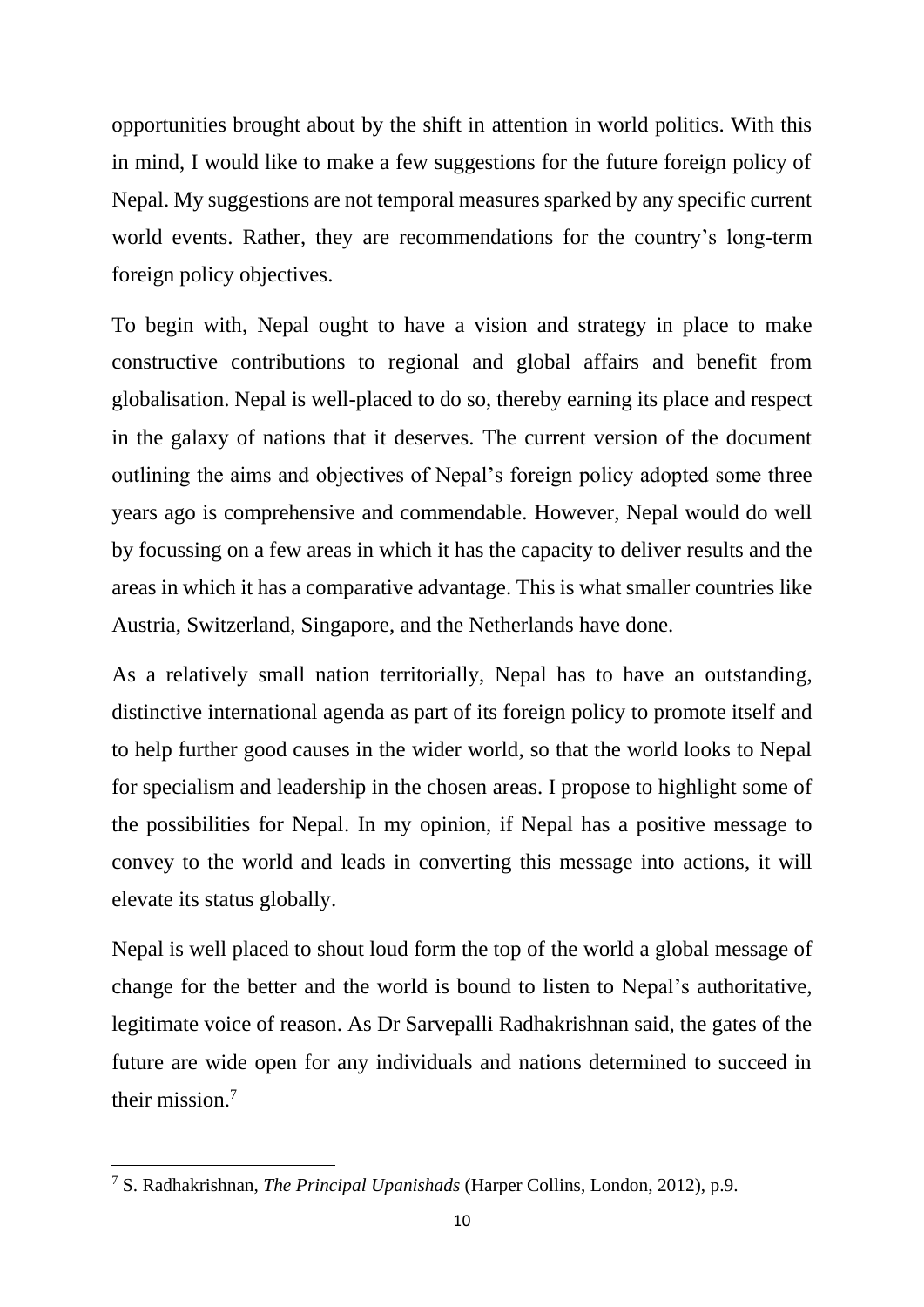opportunities brought about by the shift in attention in world politics. With this in mind, I would like to make a few suggestions for the future foreign policy of Nepal. My suggestions are not temporal measures sparked by any specific current world events. Rather, they are recommendations for the country's long-term foreign policy objectives.

To begin with, Nepal ought to have a vision and strategy in place to make constructive contributions to regional and global affairs and benefit from globalisation. Nepal is well-placed to do so, thereby earning its place and respect in the galaxy of nations that it deserves. The current version of the document outlining the aims and objectives of Nepal's foreign policy adopted some three years ago is comprehensive and commendable. However, Nepal would do well by focussing on a few areas in which it has the capacity to deliver results and the areas in which it has a comparative advantage. This is what smaller countries like Austria, Switzerland, Singapore, and the Netherlands have done.

As a relatively small nation territorially, Nepal has to have an outstanding, distinctive international agenda as part of its foreign policy to promote itself and to help further good causes in the wider world, so that the world looks to Nepal for specialism and leadership in the chosen areas. I propose to highlight some of the possibilities for Nepal. In my opinion, if Nepal has a positive message to convey to the world and leads in converting this message into actions, it will elevate its status globally.

Nepal is well placed to shout loud form the top of the world a global message of change for the better and the world is bound to listen to Nepal's authoritative, legitimate voice of reason. As Dr Sarvepalli Radhakrishnan said, the gates of the future are wide open for any individuals and nations determined to succeed in their mission.[7]

---

[7] S. Radhakrishnan, *The Principal Upanishads* (Harper Collins, London, 2012), p.9.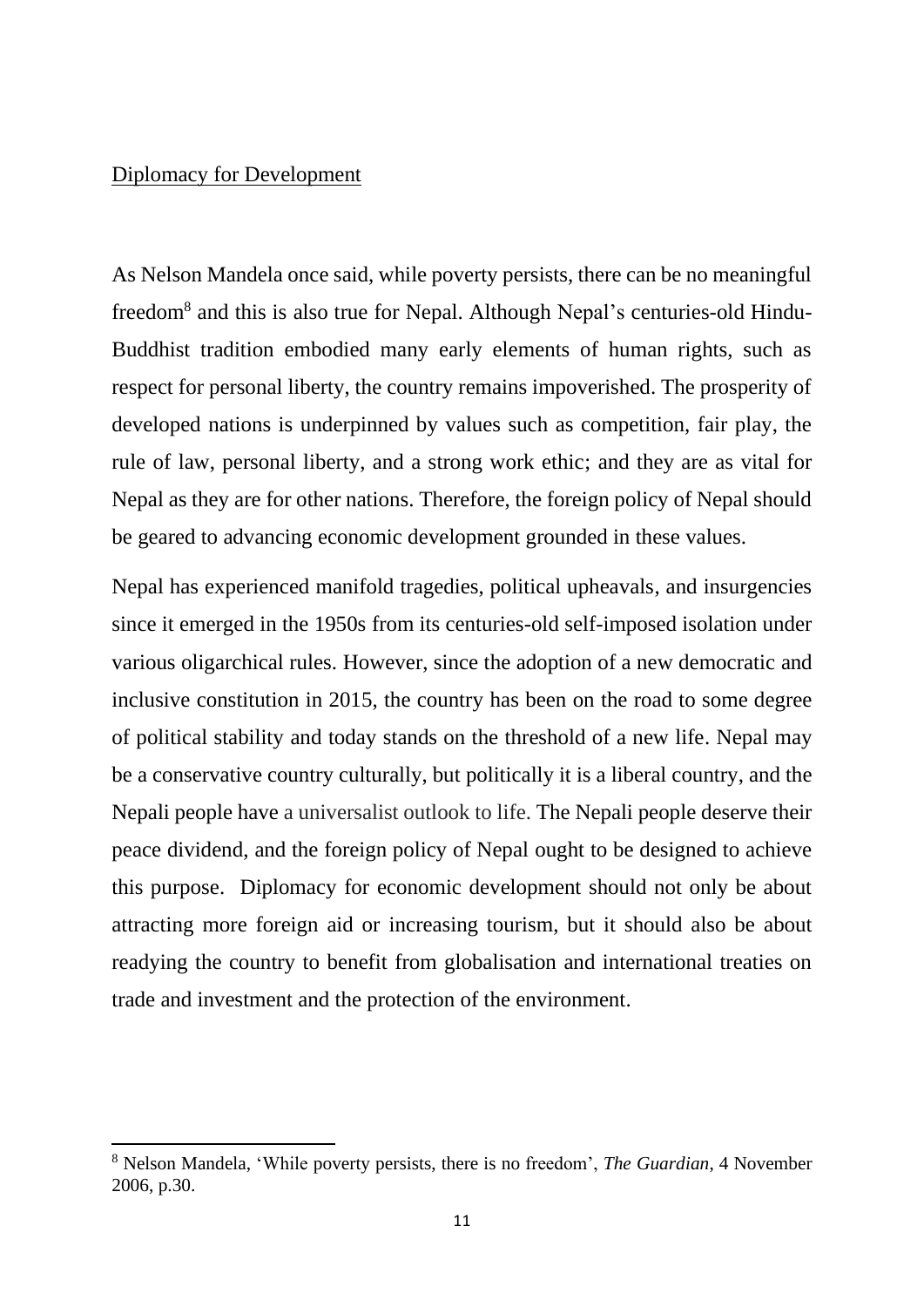## Diplomacy for Development

As Nelson Mandela once said, while poverty persists, there can be no meaningful freedom[8] and this is also true for Nepal. Although Nepal's centuries-old Hindu-Buddhist tradition embodied many early elements of human rights, such as respect for personal liberty, the country remains impoverished. The prosperity of developed nations is underpinned by values such as competition, fair play, the rule of law, personal liberty, and a strong work ethic; and they are as vital for Nepal as they are for other nations. Therefore, the foreign policy of Nepal should be geared to advancing economic development grounded in these values.

Nepal has experienced manifold tragedies, political upheavals, and insurgencies since it emerged in the 1950s from its centuries-old self-imposed isolation under various oligarchical rules. However, since the adoption of a new democratic and inclusive constitution in 2015, the country has been on the road to some degree of political stability and today stands on the threshold of a new life. Nepal may be a conservative country culturally, but politically it is a liberal country, and the Nepali people have a universalist outlook to life. The Nepali people deserve their peace dividend, and the foreign policy of Nepal ought to be designed to achieve this purpose. Diplomacy for economic development should not only be about attracting more foreign aid or increasing tourism, but it should also be about readying the country to benefit from globalisation and international treaties on trade and investment and the protection of the environment.

---

[8] Nelson Mandela, 'While poverty persists, there is no freedom', *The Guardian*, 4 November 2006, p.30.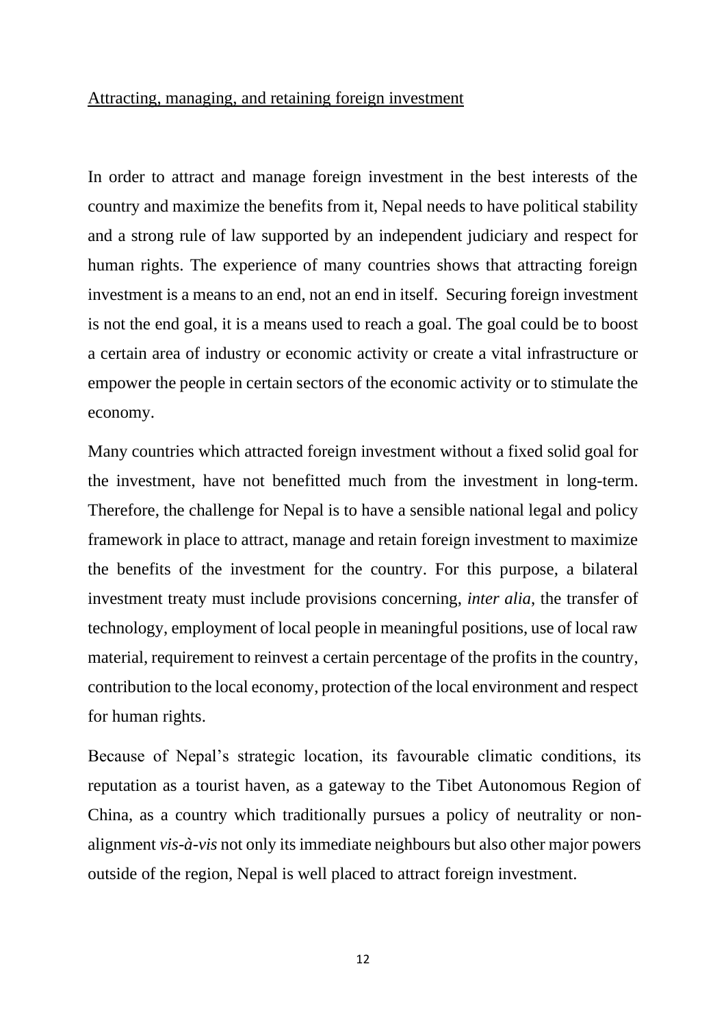<u>Attracting, managing, and retaining foreign investment</u>

In order to attract and manage foreign investment in the best interests of the country and maximize the benefits from it, Nepal needs to have political stability and a strong rule of law supported by an independent judiciary and respect for human rights. The experience of many countries shows that attracting foreign investment is a means to an end, not an end in itself. Securing foreign investment is not the end goal, it is a means used to reach a goal. The goal could be to boost a certain area of industry or economic activity or create a vital infrastructure or empower the people in certain sectors of the economic activity or to stimulate the economy.

Many countries which attracted foreign investment without a fixed solid goal for the investment, have not benefitted much from the investment in long-term. Therefore, the challenge for Nepal is to have a sensible national legal and policy framework in place to attract, manage and retain foreign investment to maximize the benefits of the investment for the country. For this purpose, a bilateral investment treaty must include provisions concerning, *inter alia,* the transfer of technology, employment of local people in meaningful positions, use of local raw material, requirement to reinvest a certain percentage of the profits in the country, contribution to the local economy, protection of the local environment and respect for human rights.

Because of Nepal's strategic location, its favourable climatic conditions, its reputation as a tourist haven, as a gateway to the Tibet Autonomous Region of China, as a country which traditionally pursues a policy of neutrality or non-alignment *vis-à-vis* not only its immediate neighbours but also other major powers outside of the region, Nepal is well placed to attract foreign investment.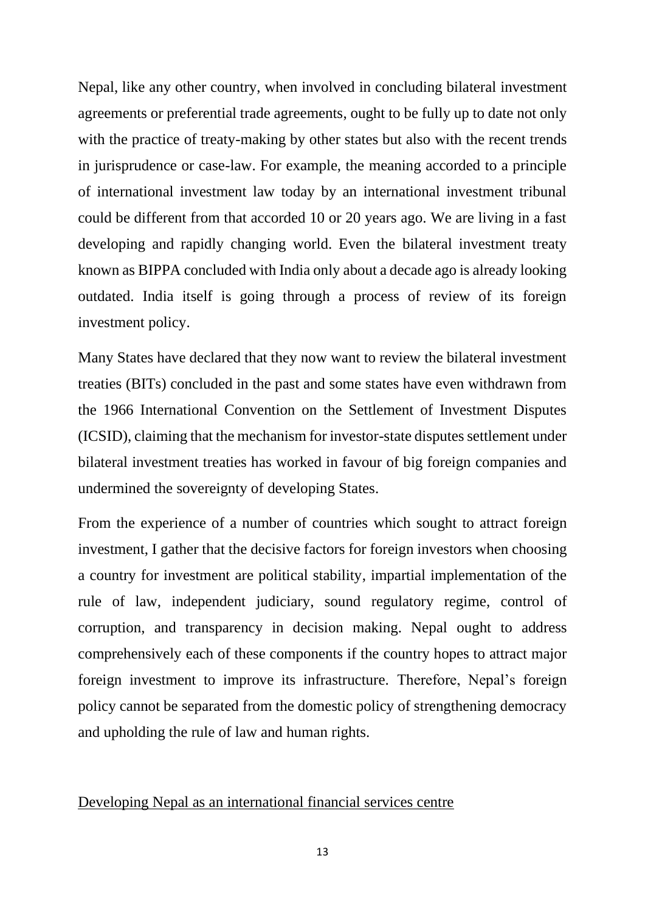Nepal, like any other country, when involved in concluding bilateral investment agreements or preferential trade agreements, ought to be fully up to date not only with the practice of treaty-making by other states but also with the recent trends in jurisprudence or case-law. For example, the meaning accorded to a principle of international investment law today by an international investment tribunal could be different from that accorded 10 or 20 years ago. We are living in a fast developing and rapidly changing world. Even the bilateral investment treaty known as BIPPA concluded with India only about a decade ago is already looking outdated. India itself is going through a process of review of its foreign investment policy.

Many States have declared that they now want to review the bilateral investment treaties (BITs) concluded in the past and some states have even withdrawn from the 1966 International Convention on the Settlement of Investment Disputes (ICSID), claiming that the mechanism for investor-state disputes settlement under bilateral investment treaties has worked in favour of big foreign companies and undermined the sovereignty of developing States.

From the experience of a number of countries which sought to attract foreign investment, I gather that the decisive factors for foreign investors when choosing a country for investment are political stability, impartial implementation of the rule of law, independent judiciary, sound regulatory regime, control of corruption, and transparency in decision making. Nepal ought to address comprehensively each of these components if the country hopes to attract major foreign investment to improve its infrastructure. Therefore, Nepal's foreign policy cannot be separated from the domestic policy of strengthening democracy and upholding the rule of law and human rights.

## Developing Nepal as an international financial services centre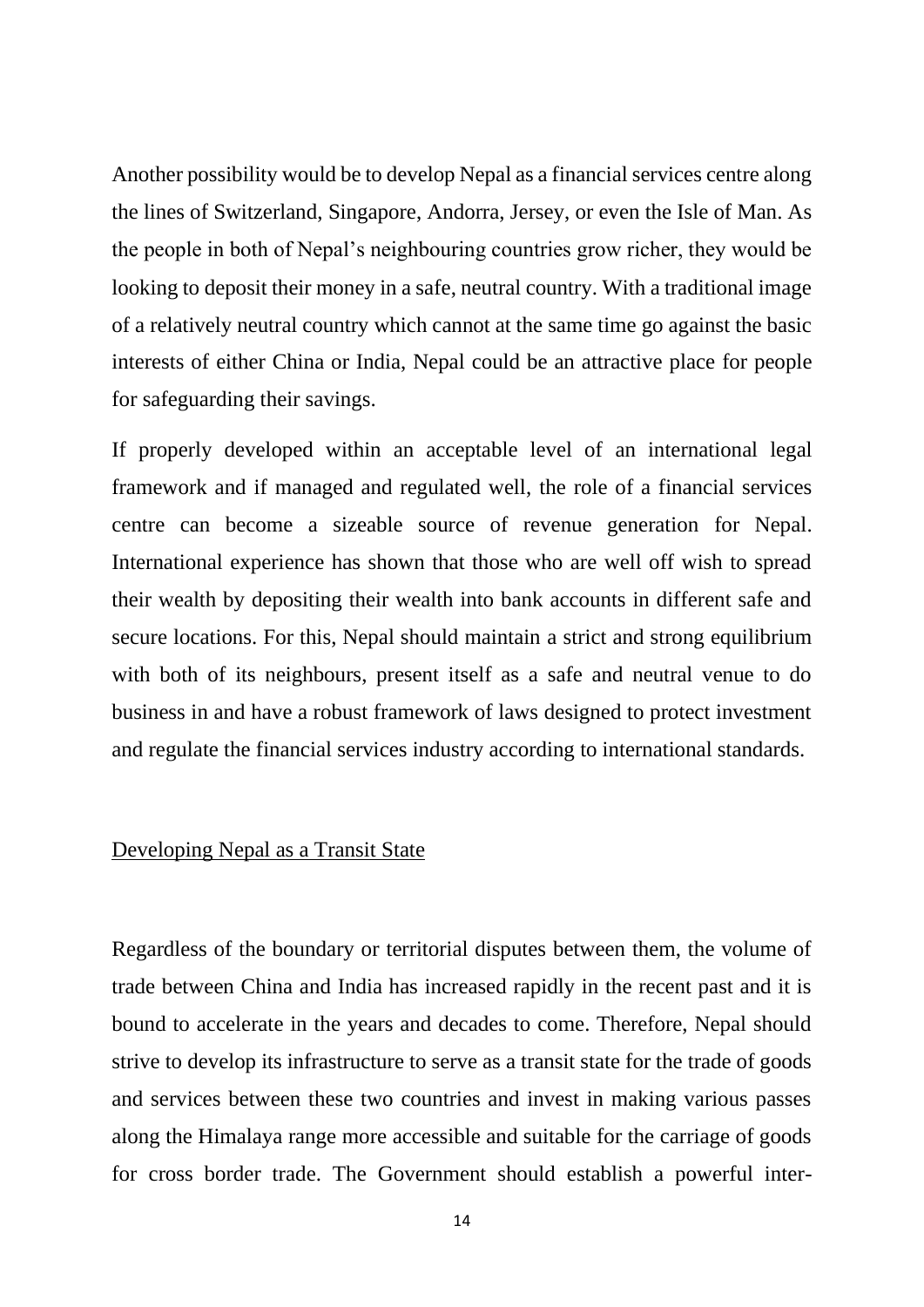Another possibility would be to develop Nepal as a financial services centre along the lines of Switzerland, Singapore, Andorra, Jersey, or even the Isle of Man. As the people in both of Nepal's neighbouring countries grow richer, they would be looking to deposit their money in a safe, neutral country. With a traditional image of a relatively neutral country which cannot at the same time go against the basic interests of either China or India, Nepal could be an attractive place for people for safeguarding their savings.

If properly developed within an acceptable level of an international legal framework and if managed and regulated well, the role of a financial services centre can become a sizeable source of revenue generation for Nepal. International experience has shown that those who are well off wish to spread their wealth by depositing their wealth into bank accounts in different safe and secure locations. For this, Nepal should maintain a strict and strong equilibrium with both of its neighbours, present itself as a safe and neutral venue to do business in and have a robust framework of laws designed to protect investment and regulate the financial services industry according to international standards.

## Developing Nepal as a Transit State

Regardless of the boundary or territorial disputes between them, the volume of trade between China and India has increased rapidly in the recent past and it is bound to accelerate in the years and decades to come. Therefore, Nepal should strive to develop its infrastructure to serve as a transit state for the trade of goods and services between these two countries and invest in making various passes along the Himalaya range more accessible and suitable for the carriage of goods for cross border trade. The Government should establish a powerful inter-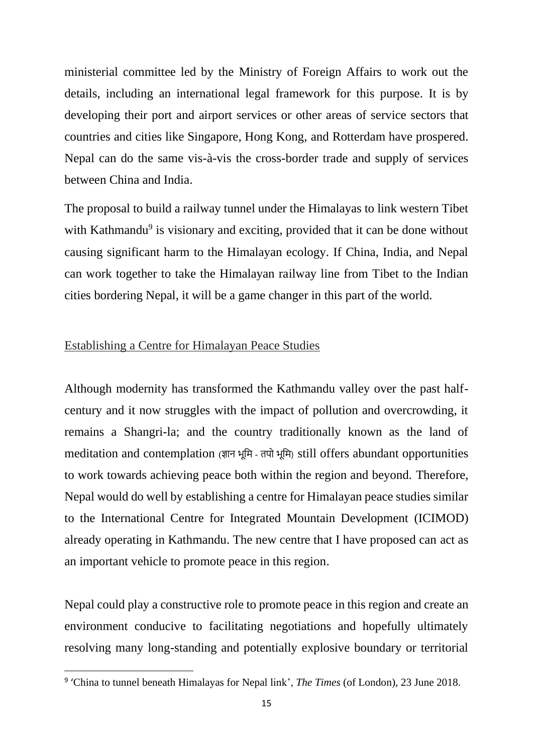ministerial committee led by the Ministry of Foreign Affairs to work out the details, including an international legal framework for this purpose. It is by developing their port and airport services or other areas of service sectors that countries and cities like Singapore, Hong Kong, and Rotterdam have prospered. Nepal can do the same vis-à-vis the cross-border trade and supply of services between China and India.

The proposal to build a railway tunnel under the Himalayas to link western Tibet with Kathmandu[9] is visionary and exciting, provided that it can be done without causing significant harm to the Himalayan ecology. If China, India, and Nepal can work together to take the Himalayan railway line from Tibet to the Indian cities bordering Nepal, it will be a game changer in this part of the world.

## Establishing a Centre for Himalayan Peace Studies

Although modernity has transformed the Kathmandu valley over the past half-century and it now struggles with the impact of pollution and overcrowding, it remains a Shangri-la; and the country traditionally known as the land of meditation and contemplation (ज्ञान भूमि - तपो भूमि) still offers abundant opportunities to work towards achieving peace both within the region and beyond. Therefore, Nepal would do well by establishing a centre for Himalayan peace studies similar to the International Centre for Integrated Mountain Development (ICIMOD) already operating in Kathmandu. The new centre that I have proposed can act as an important vehicle to promote peace in this region.

Nepal could play a constructive role to promote peace in this region and create an environment conducive to facilitating negotiations and hopefully ultimately resolving many long-standing and potentially explosive boundary or territorial

[9] 'China to tunnel beneath Himalayas for Nepal link', *The Times* (of London), 23 June 2018.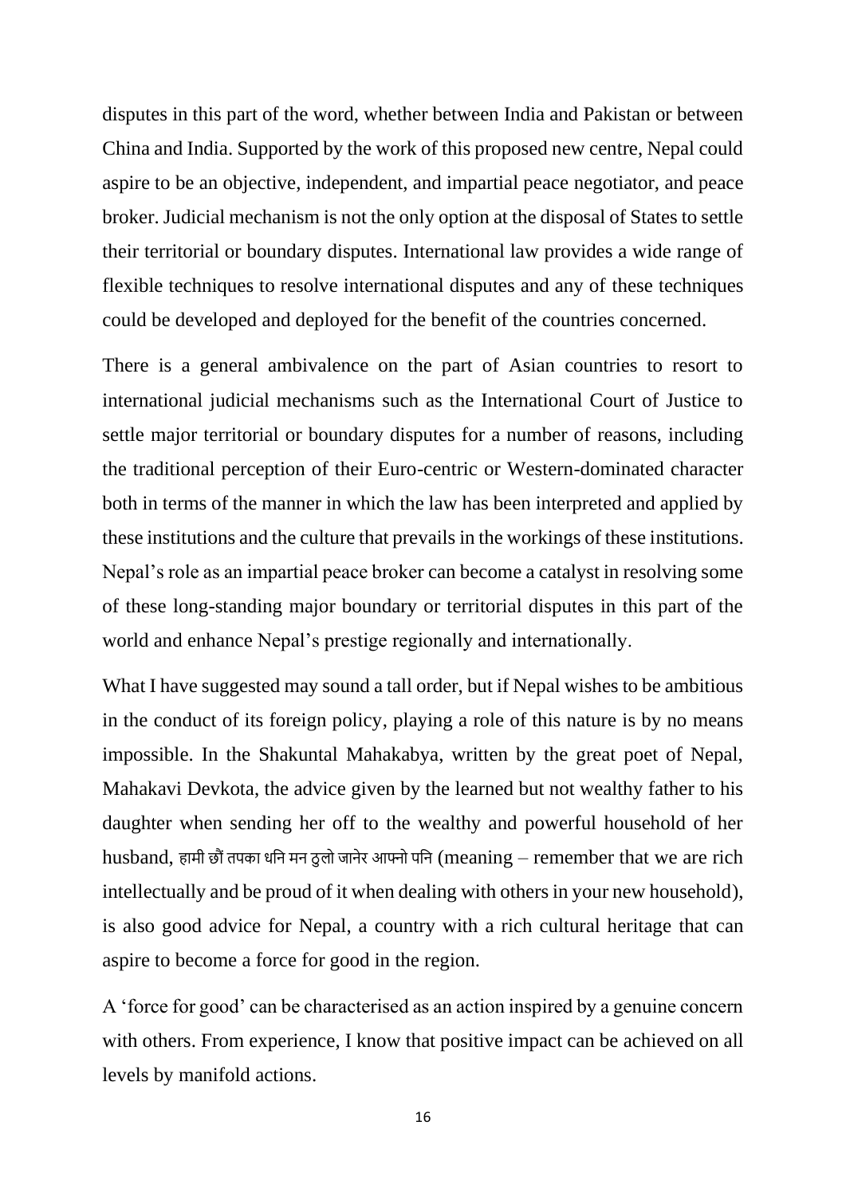disputes in this part of the word, whether between India and Pakistan or between China and India. Supported by the work of this proposed new centre, Nepal could aspire to be an objective, independent, and impartial peace negotiator, and peace broker. Judicial mechanism is not the only option at the disposal of States to settle their territorial or boundary disputes. International law provides a wide range of flexible techniques to resolve international disputes and any of these techniques could be developed and deployed for the benefit of the countries concerned.

There is a general ambivalence on the part of Asian countries to resort to international judicial mechanisms such as the International Court of Justice to settle major territorial or boundary disputes for a number of reasons, including the traditional perception of their Euro-centric or Western-dominated character both in terms of the manner in which the law has been interpreted and applied by these institutions and the culture that prevails in the workings of these institutions. Nepal's role as an impartial peace broker can become a catalyst in resolving some of these long-standing major boundary or territorial disputes in this part of the world and enhance Nepal's prestige regionally and internationally.

What I have suggested may sound a tall order, but if Nepal wishes to be ambitious in the conduct of its foreign policy, playing a role of this nature is by no means impossible. In the Shakuntal Mahakabya, written by the great poet of Nepal, Mahakavi Devkota, the advice given by the learned but not wealthy father to his daughter when sending her off to the wealthy and powerful household of her husband, हामी छौं तपका धनि मन ठुलो जानेर आफ्नो पनि (meaning – remember that we are rich intellectually and be proud of it when dealing with others in your new household), is also good advice for Nepal, a country with a rich cultural heritage that can aspire to become a force for good in the region.

A 'force for good' can be characterised as an action inspired by a genuine concern with others. From experience, I know that positive impact can be achieved on all levels by manifold actions.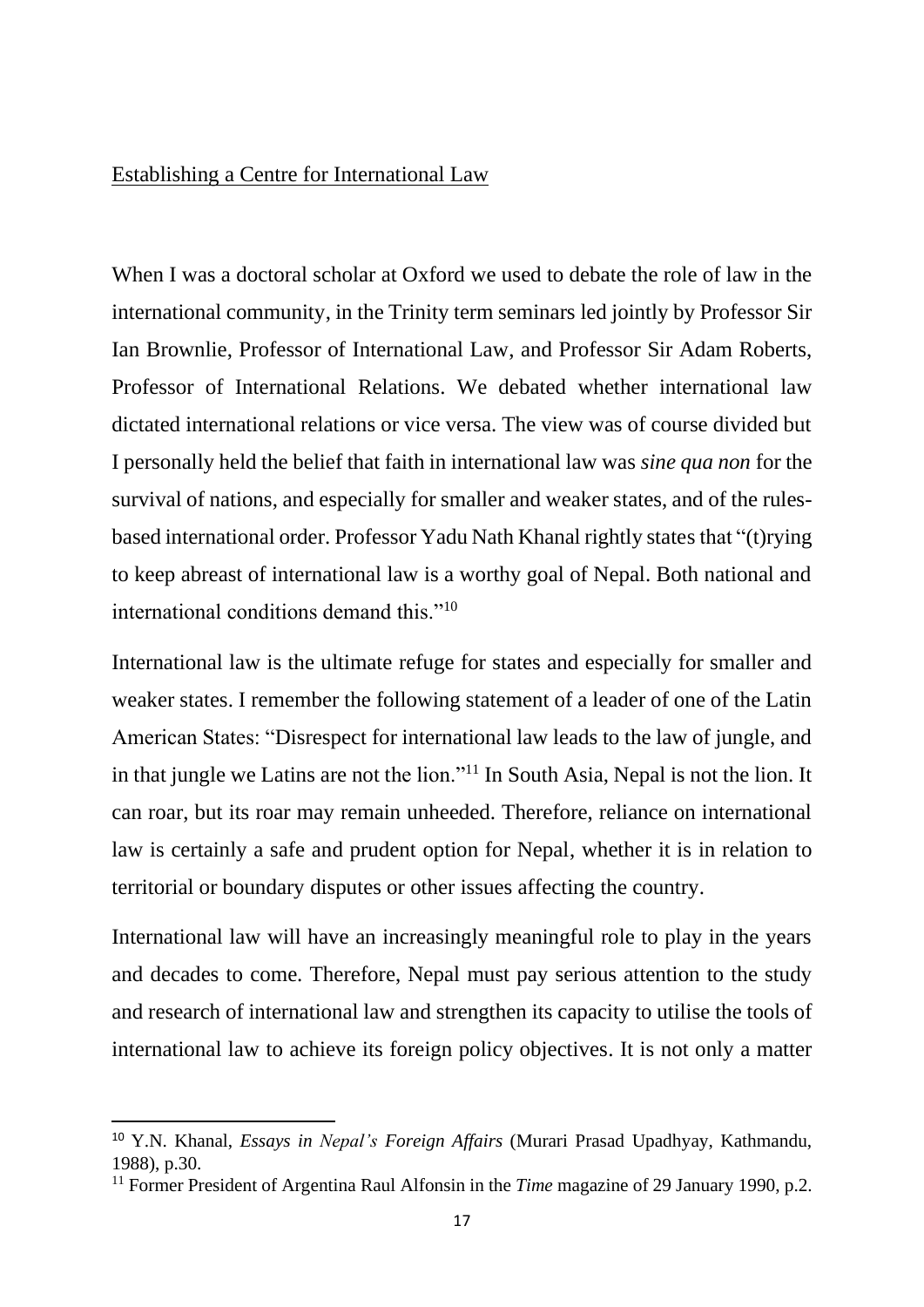## Establishing a Centre for International Law

When I was a doctoral scholar at Oxford we used to debate the role of law in the international community, in the Trinity term seminars led jointly by Professor Sir Ian Brownlie, Professor of International Law, and Professor Sir Adam Roberts, Professor of International Relations. We debated whether international law dictated international relations or vice versa. The view was of course divided but I personally held the belief that faith in international law was *sine qua non* for the survival of nations, and especially for smaller and weaker states, and of the rules-based international order. Professor Yadu Nath Khanal rightly states that "(t)rying to keep abreast of international law is a worthy goal of Nepal. Both national and international conditions demand this."[10]

International law is the ultimate refuge for states and especially for smaller and weaker states. I remember the following statement of a leader of one of the Latin American States: "Disrespect for international law leads to the law of jungle, and in that jungle we Latins are not the lion."[11] In South Asia, Nepal is not the lion. It can roar, but its roar may remain unheeded. Therefore, reliance on international law is certainly a safe and prudent option for Nepal, whether it is in relation to territorial or boundary disputes or other issues affecting the country.

International law will have an increasingly meaningful role to play in the years and decades to come. Therefore, Nepal must pay serious attention to the study and research of international law and strengthen its capacity to utilise the tools of international law to achieve its foreign policy objectives. It is not only a matter

---

[10] Y.N. Khanal, *Essays in Nepal's Foreign Affairs* (Murari Prasad Upadhyay, Kathmandu, 1988), p.30.

[11] Former President of Argentina Raul Alfonsin in the *Time* magazine of 29 January 1990, p.2.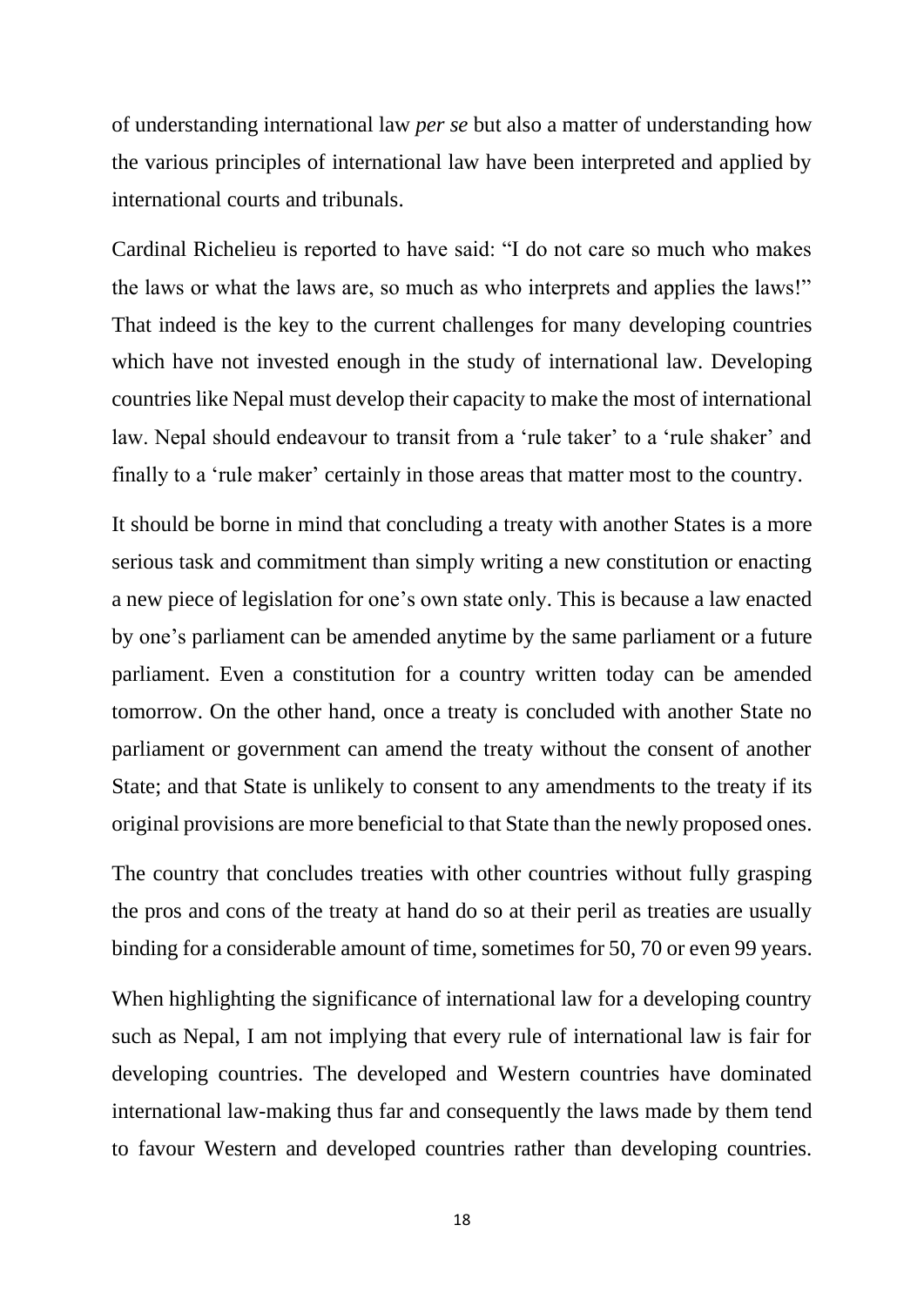of understanding international law *per se* but also a matter of understanding how the various principles of international law have been interpreted and applied by international courts and tribunals.

Cardinal Richelieu is reported to have said: "I do not care so much who makes the laws or what the laws are, so much as who interprets and applies the laws!" That indeed is the key to the current challenges for many developing countries which have not invested enough in the study of international law. Developing countries like Nepal must develop their capacity to make the most of international law. Nepal should endeavour to transit from a 'rule taker' to a 'rule shaker' and finally to a 'rule maker' certainly in those areas that matter most to the country.

It should be borne in mind that concluding a treaty with another States is a more serious task and commitment than simply writing a new constitution or enacting a new piece of legislation for one's own state only. This is because a law enacted by one's parliament can be amended anytime by the same parliament or a future parliament. Even a constitution for a country written today can be amended tomorrow. On the other hand, once a treaty is concluded with another State no parliament or government can amend the treaty without the consent of another State; and that State is unlikely to consent to any amendments to the treaty if its original provisions are more beneficial to that State than the newly proposed ones.

The country that concludes treaties with other countries without fully grasping the pros and cons of the treaty at hand do so at their peril as treaties are usually binding for a considerable amount of time, sometimes for 50, 70 or even 99 years.

When highlighting the significance of international law for a developing country such as Nepal, I am not implying that every rule of international law is fair for developing countries. The developed and Western countries have dominated international law-making thus far and consequently the laws made by them tend to favour Western and developed countries rather than developing countries.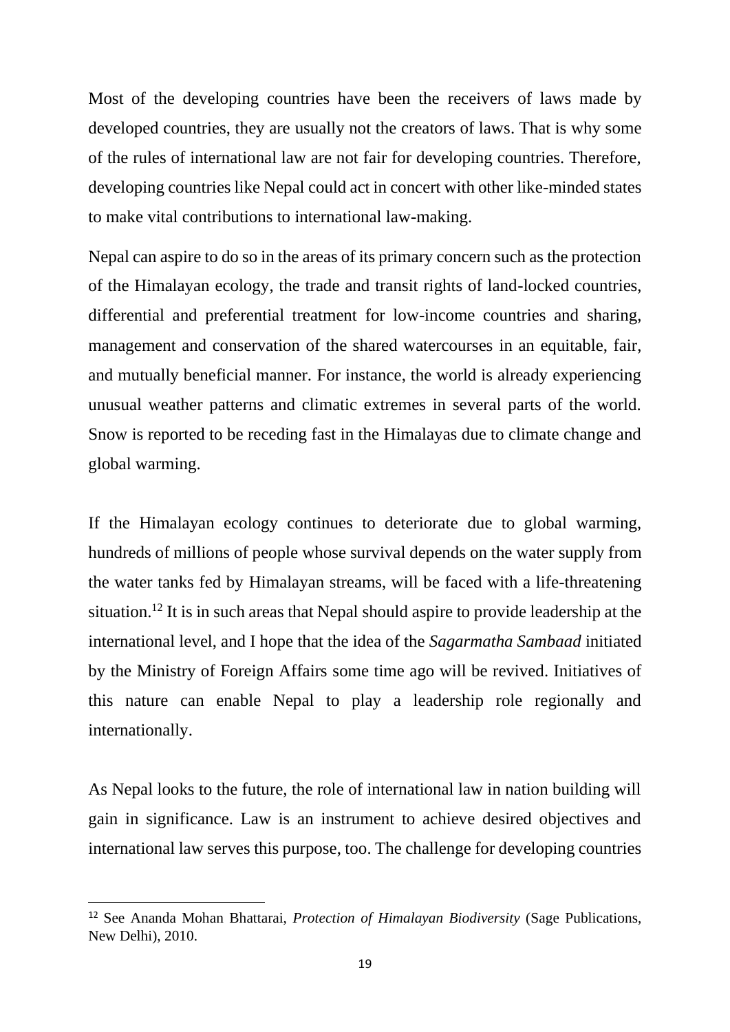Most of the developing countries have been the receivers of laws made by developed countries, they are usually not the creators of laws. That is why some of the rules of international law are not fair for developing countries. Therefore, developing countries like Nepal could act in concert with other like-minded states to make vital contributions to international law-making.

Nepal can aspire to do so in the areas of its primary concern such as the protection of the Himalayan ecology, the trade and transit rights of land-locked countries, differential and preferential treatment for low-income countries and sharing, management and conservation of the shared watercourses in an equitable, fair, and mutually beneficial manner. For instance, the world is already experiencing unusual weather patterns and climatic extremes in several parts of the world. Snow is reported to be receding fast in the Himalayas due to climate change and global warming.

If the Himalayan ecology continues to deteriorate due to global warming, hundreds of millions of people whose survival depends on the water supply from the water tanks fed by Himalayan streams, will be faced with a life-threatening situation.[12] It is in such areas that Nepal should aspire to provide leadership at the international level, and I hope that the idea of the *Sagarmatha Sambaad* initiated by the Ministry of Foreign Affairs some time ago will be revived. Initiatives of this nature can enable Nepal to play a leadership role regionally and internationally.

As Nepal looks to the future, the role of international law in nation building will gain in significance. Law is an instrument to achieve desired objectives and international law serves this purpose, too. The challenge for developing countries

---

[12] See Ananda Mohan Bhattarai, *Protection of Himalayan Biodiversity* (Sage Publications, New Delhi), 2010.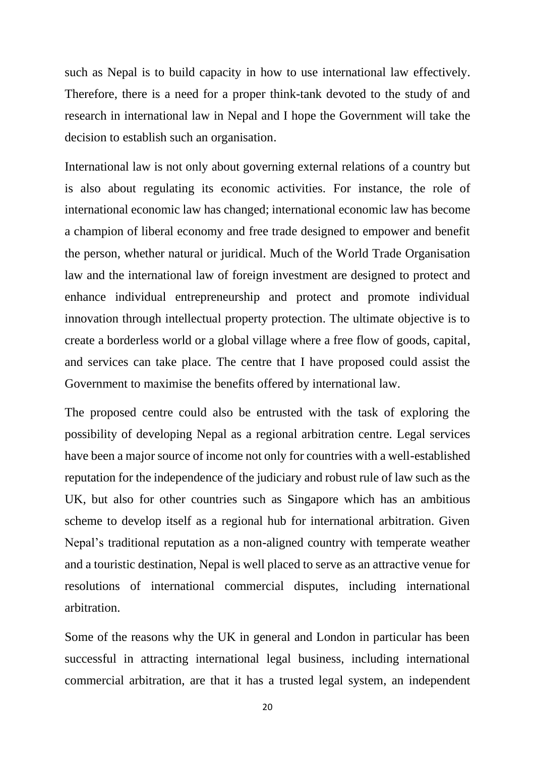such as Nepal is to build capacity in how to use international law effectively. Therefore, there is a need for a proper think-tank devoted to the study of and research in international law in Nepal and I hope the Government will take the decision to establish such an organisation.

International law is not only about governing external relations of a country but is also about regulating its economic activities. For instance, the role of international economic law has changed; international economic law has become a champion of liberal economy and free trade designed to empower and benefit the person, whether natural or juridical. Much of the World Trade Organisation law and the international law of foreign investment are designed to protect and enhance individual entrepreneurship and protect and promote individual innovation through intellectual property protection. The ultimate objective is to create a borderless world or a global village where a free flow of goods, capital, and services can take place. The centre that I have proposed could assist the Government to maximise the benefits offered by international law.

The proposed centre could also be entrusted with the task of exploring the possibility of developing Nepal as a regional arbitration centre. Legal services have been a major source of income not only for countries with a well-established reputation for the independence of the judiciary and robust rule of law such as the UK, but also for other countries such as Singapore which has an ambitious scheme to develop itself as a regional hub for international arbitration. Given Nepal's traditional reputation as a non-aligned country with temperate weather and a touristic destination, Nepal is well placed to serve as an attractive venue for resolutions of international commercial disputes, including international arbitration.

Some of the reasons why the UK in general and London in particular has been successful in attracting international legal business, including international commercial arbitration, are that it has a trusted legal system, an independent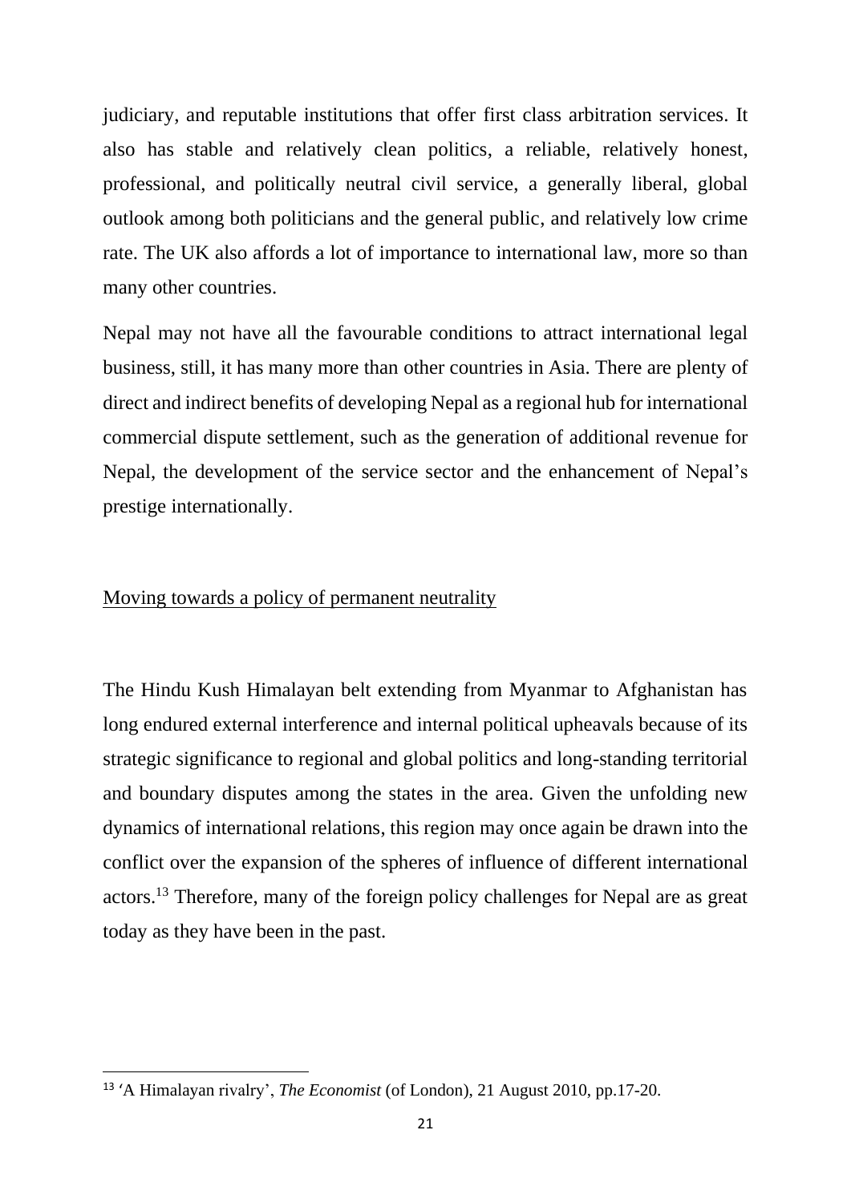judiciary, and reputable institutions that offer first class arbitration services. It also has stable and relatively clean politics, a reliable, relatively honest, professional, and politically neutral civil service, a generally liberal, global outlook among both politicians and the general public, and relatively low crime rate. The UK also affords a lot of importance to international law, more so than many other countries.

Nepal may not have all the favourable conditions to attract international legal business, still, it has many more than other countries in Asia. There are plenty of direct and indirect benefits of developing Nepal as a regional hub for international commercial dispute settlement, such as the generation of additional revenue for Nepal, the development of the service sector and the enhancement of Nepal's prestige internationally.

## Moving towards a policy of permanent neutrality

The Hindu Kush Himalayan belt extending from Myanmar to Afghanistan has long endured external interference and internal political upheavals because of its strategic significance to regional and global politics and long-standing territorial and boundary disputes among the states in the area. Given the unfolding new dynamics of international relations, this region may once again be drawn into the conflict over the expansion of the spheres of influence of different international actors.[13] Therefore, many of the foreign policy challenges for Nepal are as great today as they have been in the past.

---

[13] 'A Himalayan rivalry', *The Economist* (of London), 21 August 2010, pp.17-20.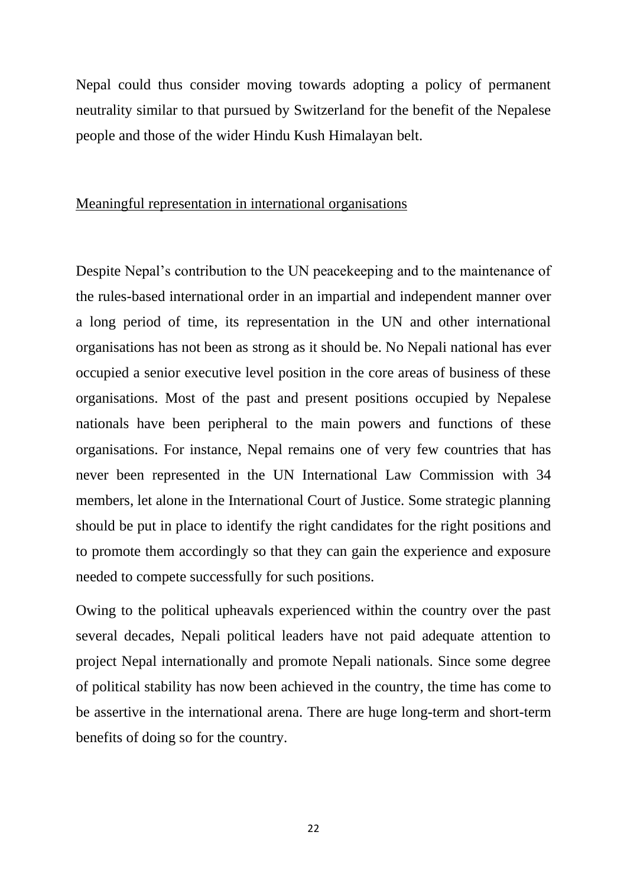Nepal could thus consider moving towards adopting a policy of permanent neutrality similar to that pursued by Switzerland for the benefit of the Nepalese people and those of the wider Hindu Kush Himalayan belt.

## Meaningful representation in international organisations

Despite Nepal's contribution to the UN peacekeeping and to the maintenance of the rules-based international order in an impartial and independent manner over a long period of time, its representation in the UN and other international organisations has not been as strong as it should be. No Nepali national has ever occupied a senior executive level position in the core areas of business of these organisations. Most of the past and present positions occupied by Nepalese nationals have been peripheral to the main powers and functions of these organisations. For instance, Nepal remains one of very few countries that has never been represented in the UN International Law Commission with 34 members, let alone in the International Court of Justice. Some strategic planning should be put in place to identify the right candidates for the right positions and to promote them accordingly so that they can gain the experience and exposure needed to compete successfully for such positions.

Owing to the political upheavals experienced within the country over the past several decades, Nepali political leaders have not paid adequate attention to project Nepal internationally and promote Nepali nationals. Since some degree of political stability has now been achieved in the country, the time has come to be assertive in the international arena. There are huge long-term and short-term benefits of doing so for the country.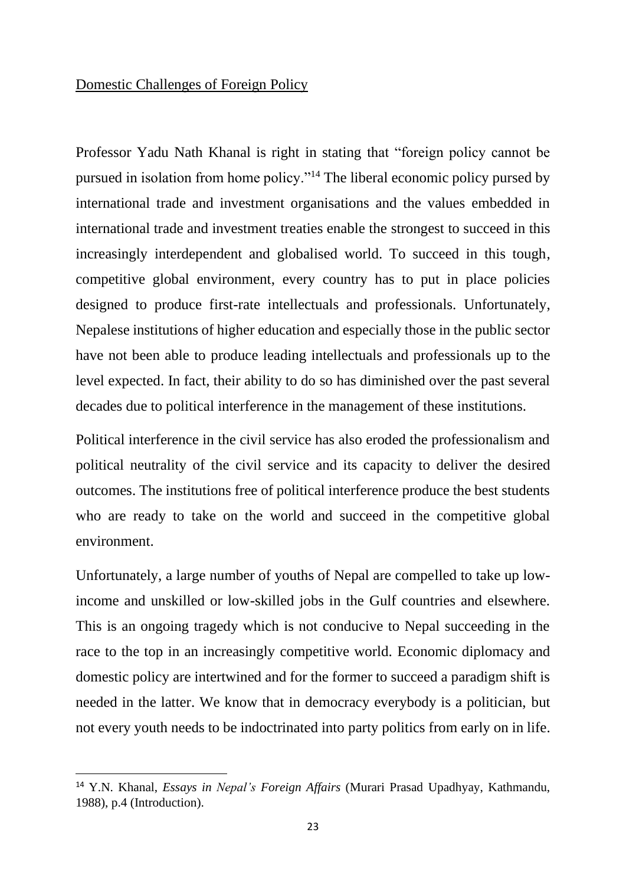## Domestic Challenges of Foreign Policy

Professor Yadu Nath Khanal is right in stating that "foreign policy cannot be pursued in isolation from home policy."[14] The liberal economic policy pursed by international trade and investment organisations and the values embedded in international trade and investment treaties enable the strongest to succeed in this increasingly interdependent and globalised world. To succeed in this tough, competitive global environment, every country has to put in place policies designed to produce first-rate intellectuals and professionals. Unfortunately, Nepalese institutions of higher education and especially those in the public sector have not been able to produce leading intellectuals and professionals up to the level expected. In fact, their ability to do so has diminished over the past several decades due to political interference in the management of these institutions.

Political interference in the civil service has also eroded the professionalism and political neutrality of the civil service and its capacity to deliver the desired outcomes. The institutions free of political interference produce the best students who are ready to take on the world and succeed in the competitive global environment.

Unfortunately, a large number of youths of Nepal are compelled to take up low-income and unskilled or low-skilled jobs in the Gulf countries and elsewhere. This is an ongoing tragedy which is not conducive to Nepal succeeding in the race to the top in an increasingly competitive world. Economic diplomacy and domestic policy are intertwined and for the former to succeed a paradigm shift is needed in the latter. We know that in democracy everybody is a politician, but not every youth needs to be indoctrinated into party politics from early on in life.

---

[14] Y.N. Khanal, *Essays in Nepal's Foreign Affairs* (Murari Prasad Upadhyay, Kathmandu, 1988), p.4 (Introduction).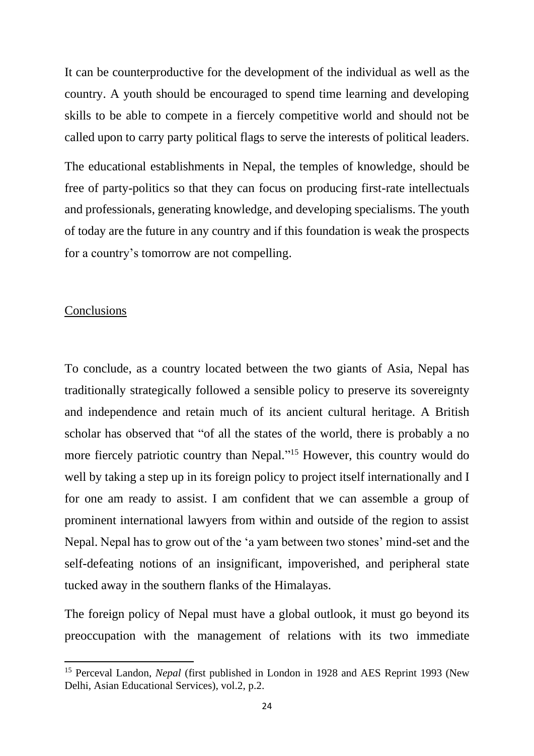It can be counterproductive for the development of the individual as well as the country. A youth should be encouraged to spend time learning and developing skills to be able to compete in a fiercely competitive world and should not be called upon to carry party political flags to serve the interests of political leaders.

The educational establishments in Nepal, the temples of knowledge, should be free of party-politics so that they can focus on producing first-rate intellectuals and professionals, generating knowledge, and developing specialisms. The youth of today are the future in any country and if this foundation is weak the prospects for a country's tomorrow are not compelling.

## Conclusions

To conclude, as a country located between the two giants of Asia, Nepal has traditionally strategically followed a sensible policy to preserve its sovereignty and independence and retain much of its ancient cultural heritage. A British scholar has observed that "of all the states of the world, there is probably a no more fiercely patriotic country than Nepal."[15] However, this country would do well by taking a step up in its foreign policy to project itself internationally and I for one am ready to assist. I am confident that we can assemble a group of prominent international lawyers from within and outside of the region to assist Nepal. Nepal has to grow out of the 'a yam between two stones' mind-set and the self-defeating notions of an insignificant, impoverished, and peripheral state tucked away in the southern flanks of the Himalayas.

The foreign policy of Nepal must have a global outlook, it must go beyond its preoccupation with the management of relations with its two immediate

---

[15] Perceval Landon, *Nepal* (first published in London in 1928 and AES Reprint 1993 (New Delhi, Asian Educational Services), vol.2, p.2.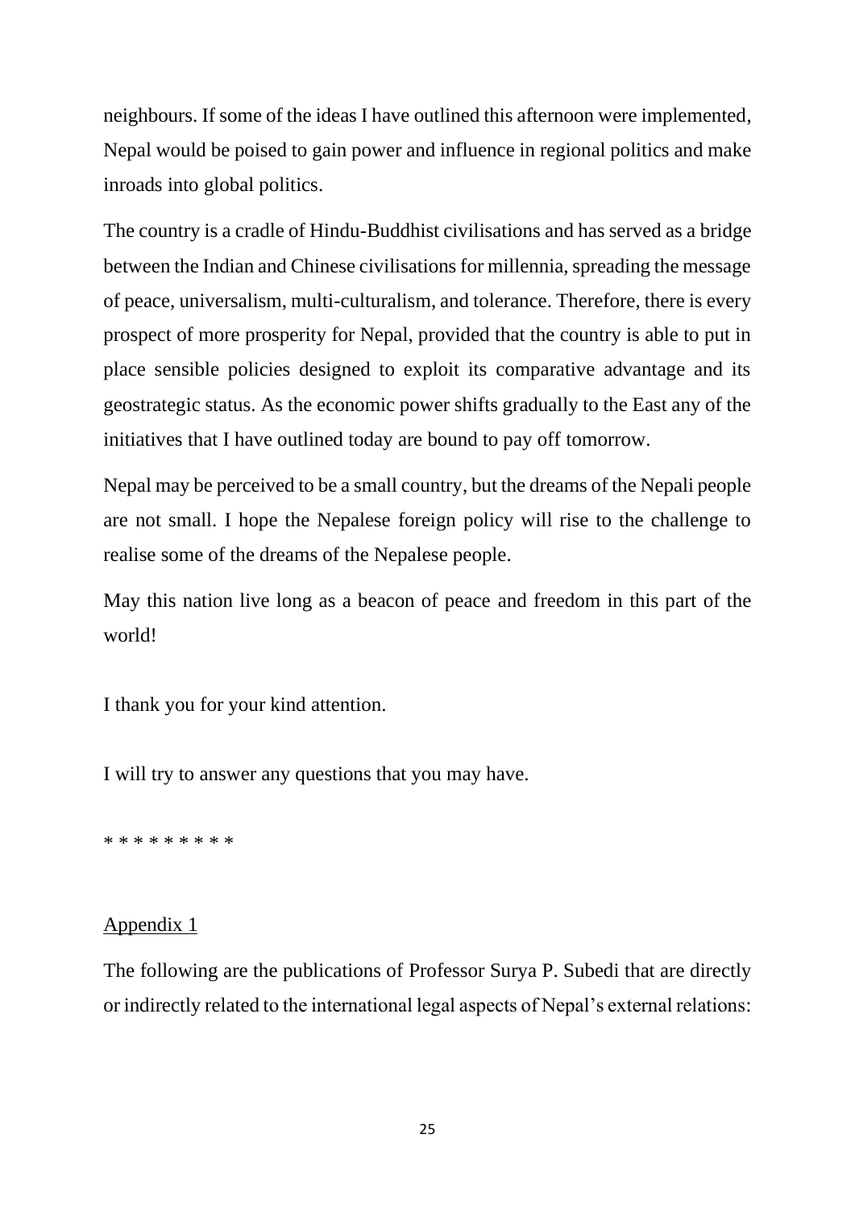neighbours. If some of the ideas I have outlined this afternoon were implemented, Nepal would be poised to gain power and influence in regional politics and make inroads into global politics.

The country is a cradle of Hindu-Buddhist civilisations and has served as a bridge between the Indian and Chinese civilisations for millennia, spreading the message of peace, universalism, multi-culturalism, and tolerance. Therefore, there is every prospect of more prosperity for Nepal, provided that the country is able to put in place sensible policies designed to exploit its comparative advantage and its geostrategic status. As the economic power shifts gradually to the East any of the initiatives that I have outlined today are bound to pay off tomorrow.

Nepal may be perceived to be a small country, but the dreams of the Nepali people are not small. I hope the Nepalese foreign policy will rise to the challenge to realise some of the dreams of the Nepalese people.

May this nation live long as a beacon of peace and freedom in this part of the world!

I thank you for your kind attention.

I will try to answer any questions that you may have.

* * * * * * * * *

Appendix 1

The following are the publications of Professor Surya P. Subedi that are directly or indirectly related to the international legal aspects of Nepal's external relations: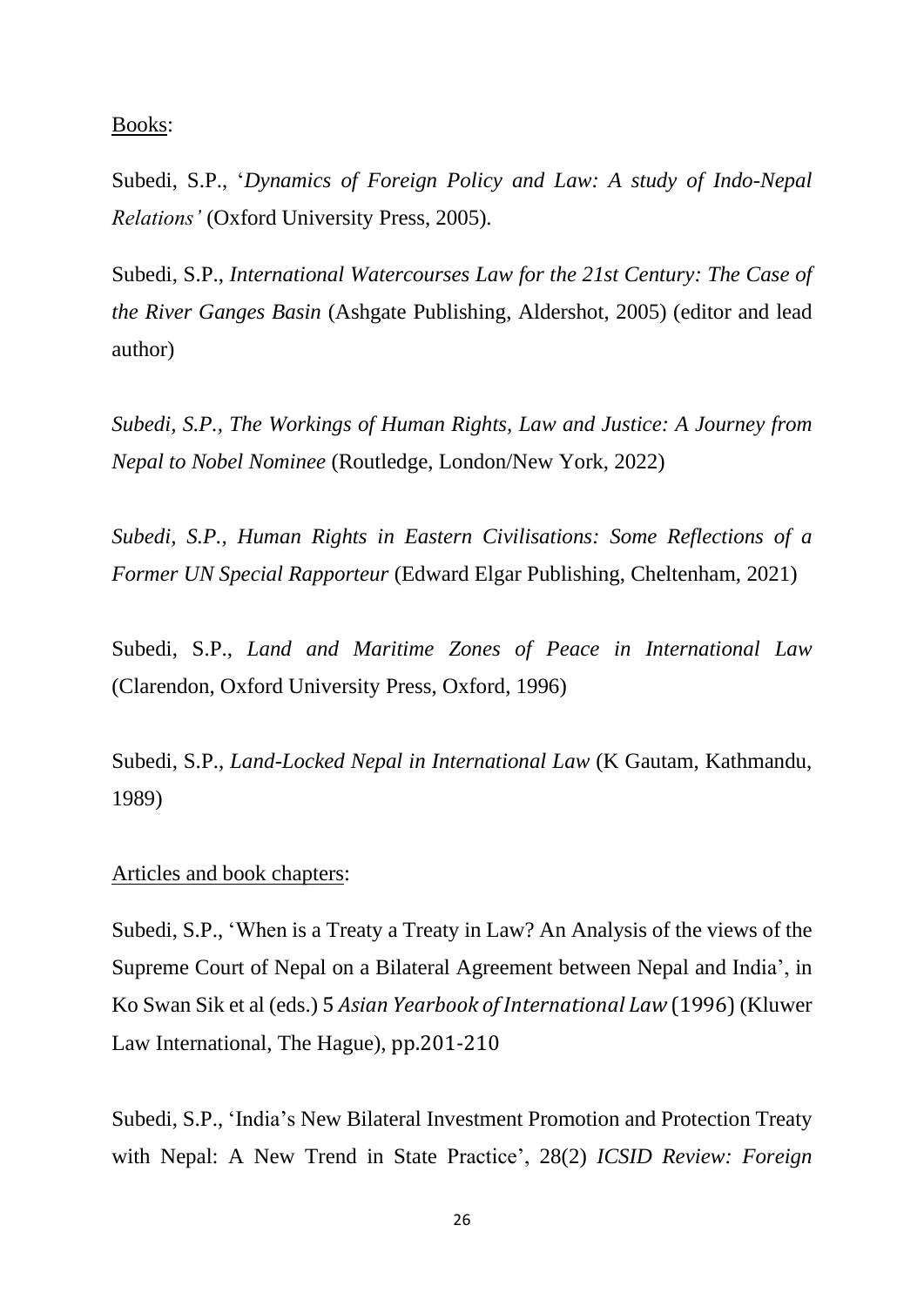Books:

Subedi, S.P., '*Dynamics of Foreign Policy and Law: A study of Indo-Nepal Relations'* (Oxford University Press, 2005).

Subedi, S.P., *International Watercourses Law for the 21st Century: The Case of the River Ganges Basin* (Ashgate Publishing, Aldershot, 2005) (editor and lead author)

*Subedi, S.P., The Workings of Human Rights, Law and Justice: A Journey from Nepal to Nobel Nominee* (Routledge, London/New York, 2022)

*Subedi, S.P., Human Rights in Eastern Civilisations: Some Reflections of a Former UN Special Rapporteur* (Edward Elgar Publishing, Cheltenham, 2021)

Subedi, S.P., *Land and Maritime Zones of Peace in International Law* (Clarendon, Oxford University Press, Oxford, 1996)

Subedi, S.P., *Land-Locked Nepal in International Law* (K Gautam, Kathmandu, 1989)

Articles and book chapters:

Subedi, S.P., 'When is a Treaty a Treaty in Law? An Analysis of the views of the Supreme Court of Nepal on a Bilateral Agreement between Nepal and India', in Ko Swan Sik et al (eds.) 5 *Asian Yearbook of International Law* (1996) (Kluwer Law International, The Hague), pp.201-210

Subedi, S.P., 'India's New Bilateral Investment Promotion and Protection Treaty with Nepal: A New Trend in State Practice', 28(2) *ICSID Review: Foreign*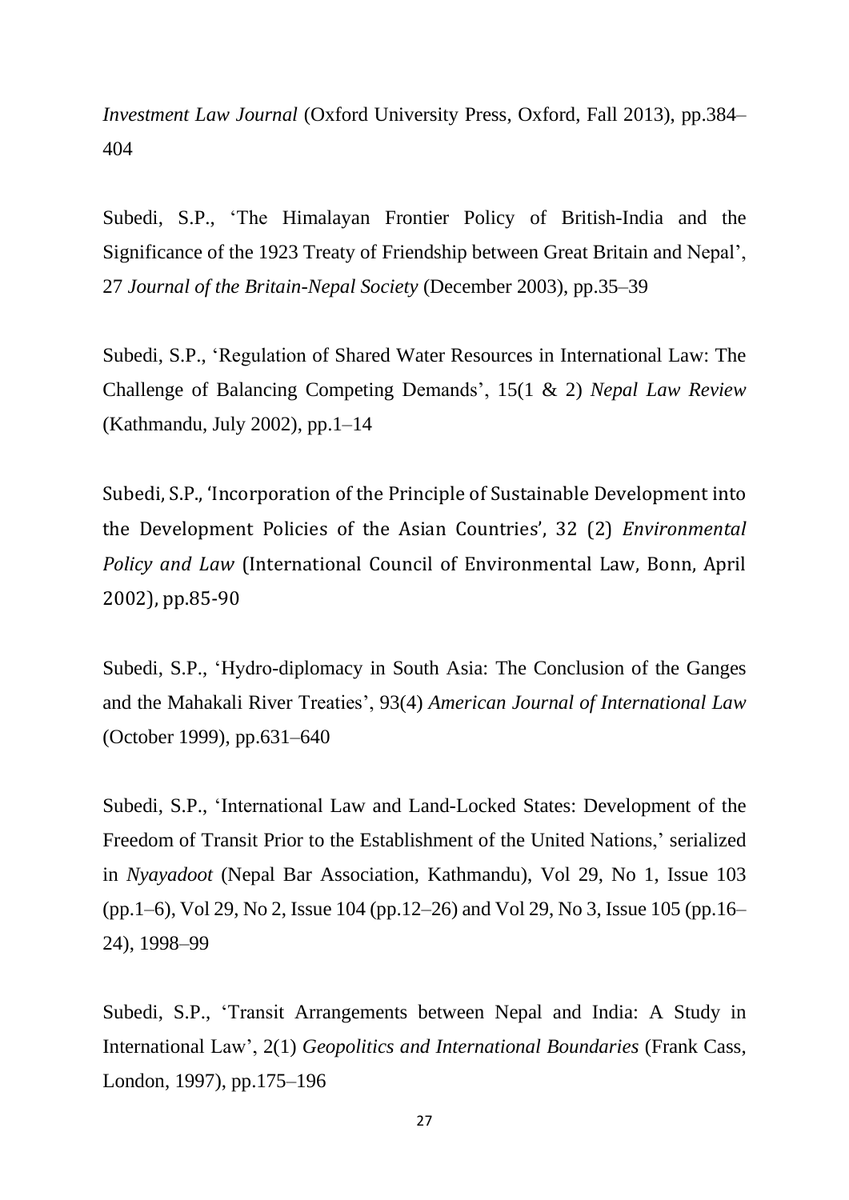*Investment Law Journal* (Oxford University Press, Oxford, Fall 2013), pp.384–404

Subedi, S.P., 'The Himalayan Frontier Policy of British-India and the Significance of the 1923 Treaty of Friendship between Great Britain and Nepal', 27 *Journal of the Britain-Nepal Society* (December 2003), pp.35–39

Subedi, S.P., 'Regulation of Shared Water Resources in International Law: The Challenge of Balancing Competing Demands', 15(1 & 2) *Nepal Law Review* (Kathmandu, July 2002), pp.1–14

Subedi, S.P., 'Incorporation of the Principle of Sustainable Development into the Development Policies of the Asian Countries', 32 (2) *Environmental Policy and Law* (International Council of Environmental Law, Bonn, April 2002), pp.85-90

Subedi, S.P., 'Hydro-diplomacy in South Asia: The Conclusion of the Ganges and the Mahakali River Treaties', 93(4) *American Journal of International Law* (October 1999), pp.631–640

Subedi, S.P., 'International Law and Land-Locked States: Development of the Freedom of Transit Prior to the Establishment of the United Nations,' serialized in *Nyayadoot* (Nepal Bar Association, Kathmandu), Vol 29, No 1, Issue 103 (pp.1–6), Vol 29, No 2, Issue 104 (pp.12–26) and Vol 29, No 3, Issue 105 (pp.16–24), 1998–99

Subedi, S.P., 'Transit Arrangements between Nepal and India: A Study in International Law', 2(1) *Geopolitics and International Boundaries* (Frank Cass, London, 1997), pp.175–196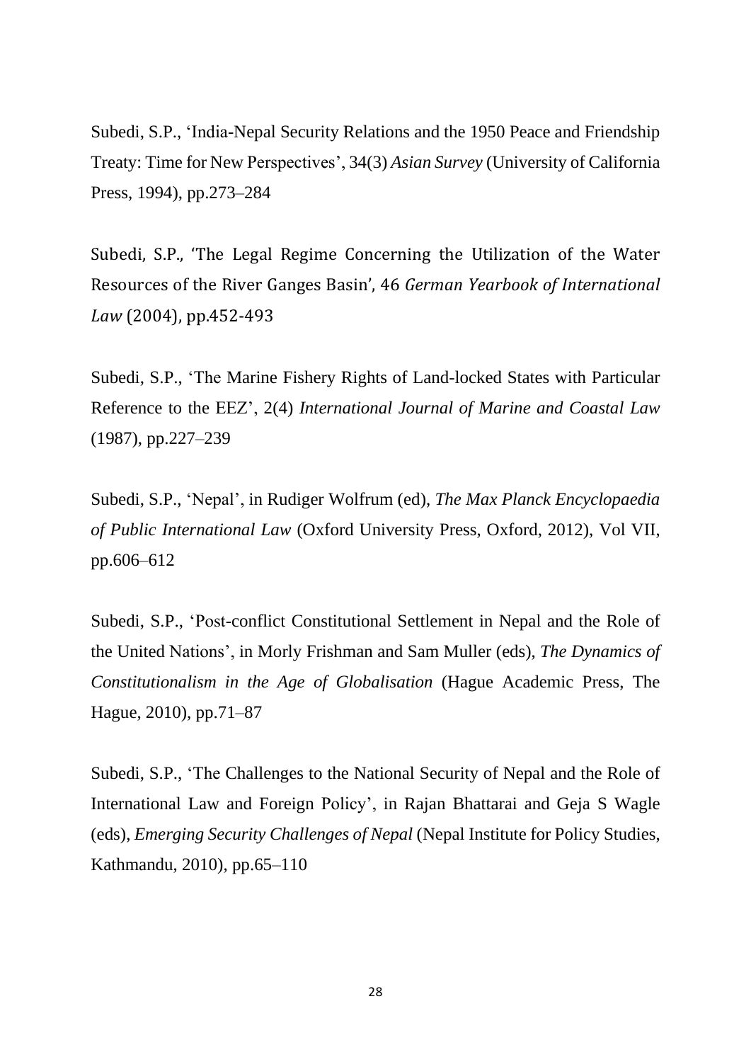Subedi, S.P., 'India-Nepal Security Relations and the 1950 Peace and Friendship Treaty: Time for New Perspectives', 34(3) *Asian Survey* (University of California Press, 1994), pp.273–284

Subedi, S.P., 'The Legal Regime Concerning the Utilization of the Water Resources of the River Ganges Basin', 46 *German Yearbook of International Law* (2004), pp.452-493

Subedi, S.P., 'The Marine Fishery Rights of Land-locked States with Particular Reference to the EEZ', 2(4) *International Journal of Marine and Coastal Law* (1987), pp.227–239

Subedi, S.P., 'Nepal', in Rudiger Wolfrum (ed), *The Max Planck Encyclopaedia of Public International Law* (Oxford University Press, Oxford, 2012), Vol VII, pp.606–612

Subedi, S.P., 'Post-conflict Constitutional Settlement in Nepal and the Role of the United Nations', in Morly Frishman and Sam Muller (eds), *The Dynamics of Constitutionalism in the Age of Globalisation* (Hague Academic Press, The Hague, 2010), pp.71–87

Subedi, S.P., 'The Challenges to the National Security of Nepal and the Role of International Law and Foreign Policy', in Rajan Bhattarai and Geja S Wagle (eds), *Emerging Security Challenges of Nepal* (Nepal Institute for Policy Studies, Kathmandu, 2010), pp.65–110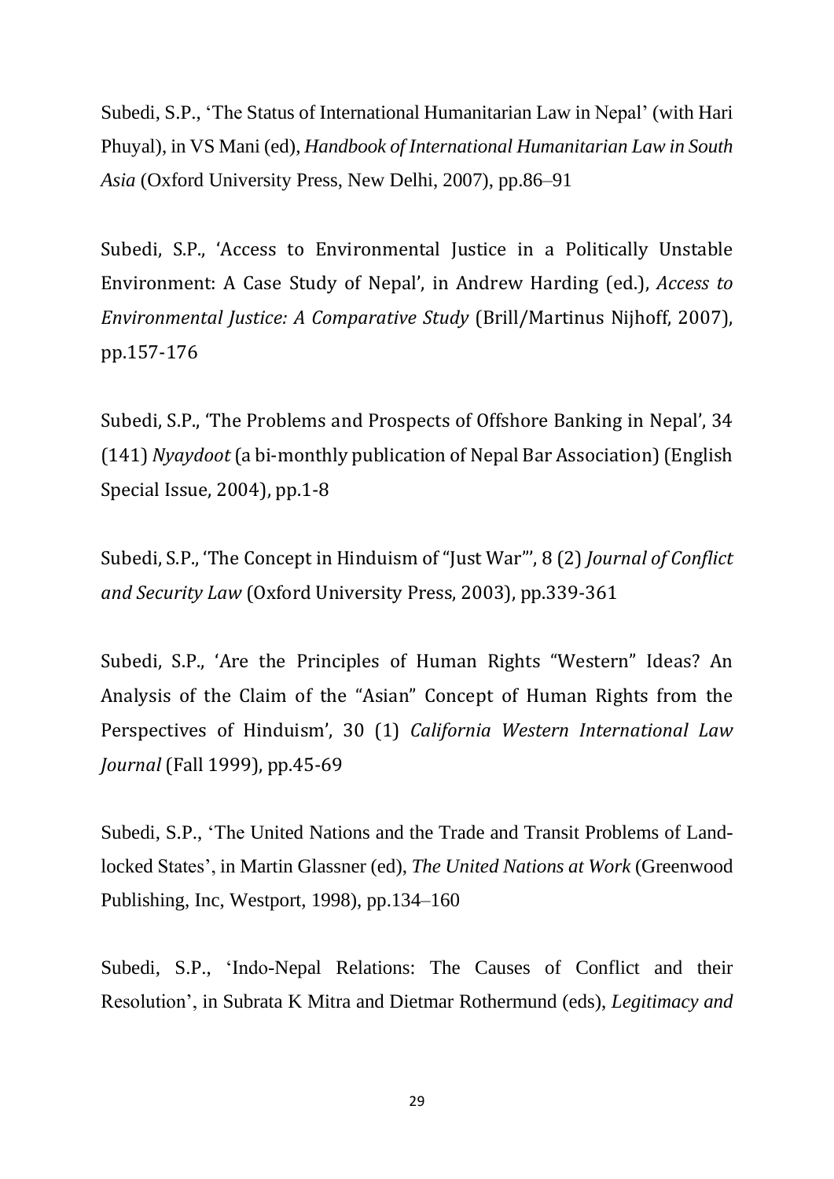Subedi, S.P., 'The Status of International Humanitarian Law in Nepal' (with Hari Phuyal), in VS Mani (ed), *Handbook of International Humanitarian Law in South Asia* (Oxford University Press, New Delhi, 2007), pp.86–91

Subedi, S.P., 'Access to Environmental Justice in a Politically Unstable Environment: A Case Study of Nepal', in Andrew Harding (ed.), *Access to Environmental Justice: A Comparative Study* (Brill/Martinus Nijhoff, 2007), pp.157-176

Subedi, S.P., 'The Problems and Prospects of Offshore Banking in Nepal', 34 (141) *Nyaydoot* (a bi-monthly publication of Nepal Bar Association) (English Special Issue, 2004), pp.1-8

Subedi, S.P., 'The Concept in Hinduism of "Just War"', 8 (2) *Journal of Conflict and Security Law* (Oxford University Press, 2003), pp.339-361

Subedi, S.P., 'Are the Principles of Human Rights "Western" Ideas? An Analysis of the Claim of the "Asian" Concept of Human Rights from the Perspectives of Hinduism', 30 (1) *California Western International Law Journal* (Fall 1999), pp.45-69

Subedi, S.P., 'The United Nations and the Trade and Transit Problems of Land-locked States', in Martin Glassner (ed), *The United Nations at Work* (Greenwood Publishing, Inc, Westport, 1998), pp.134–160

Subedi, S.P., 'Indo-Nepal Relations: The Causes of Conflict and their Resolution', in Subrata K Mitra and Dietmar Rothermund (eds), *Legitimacy and*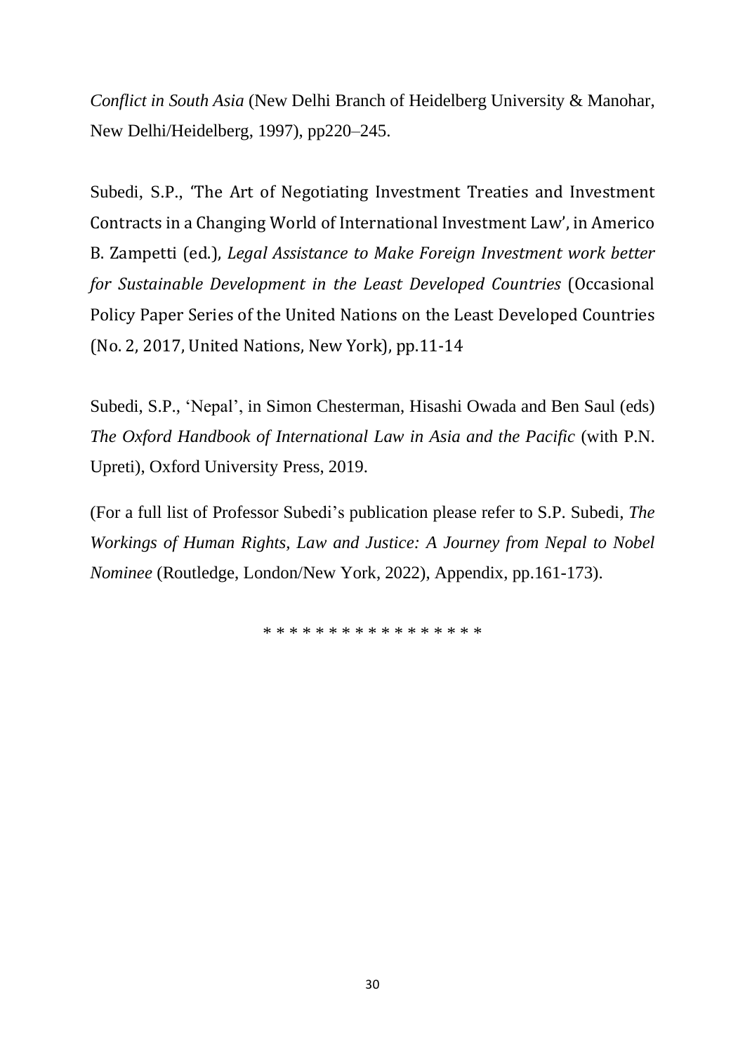*Conflict in South Asia* (New Delhi Branch of Heidelberg University & Manohar, New Delhi/Heidelberg, 1997), pp220–245.

Subedi, S.P., 'The Art of Negotiating Investment Treaties and Investment Contracts in a Changing World of International Investment Law', in Americo B. Zampetti (ed.), *Legal Assistance to Make Foreign Investment work better for Sustainable Development in the Least Developed Countries* (Occasional Policy Paper Series of the United Nations on the Least Developed Countries (No. 2, 2017, United Nations, New York), pp.11-14

Subedi, S.P., 'Nepal', in Simon Chesterman, Hisashi Owada and Ben Saul (eds) *The Oxford Handbook of International Law in Asia and the Pacific* (with P.N. Upreti), Oxford University Press, 2019.

(For a full list of Professor Subedi's publication please refer to S.P. Subedi, *The Workings of Human Rights, Law and Justice: A Journey from Nepal to Nobel Nominee* (Routledge, London/New York, 2022), Appendix, pp.161-173).

* * * * * * * * * * * * * * * *